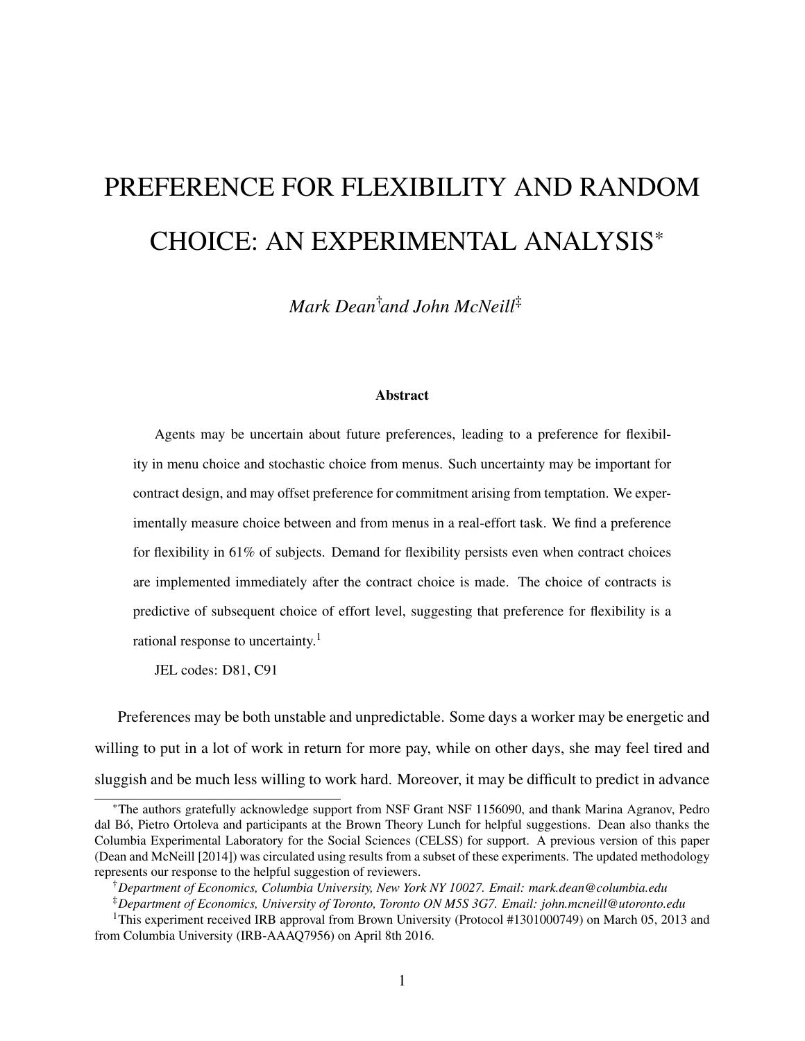# PREFERENCE FOR FLEXIBILITY AND RANDOM CHOICE: AN EXPERIMENTAL ANALYSIS[*]

*Mark Dean*[†] *and John McNeill*[‡]

### Abstract

Agents may be uncertain about future preferences, leading to a preference for flexibility in menu choice and stochastic choice from menus. Such uncertainty may be important for contract design, and may offset preference for commitment arising from temptation. We experimentally measure choice between and from menus in a real-effort task. We find a preference for flexibility in 61% of subjects. Demand for flexibility persists even when contract choices are implemented immediately after the contract choice is made. The choice of contracts is predictive of subsequent choice of effort level, suggesting that preference for flexibility is a rational response to uncertainty.[1]

JEL codes: D81, C91

Preferences may be both unstable and unpredictable. Some days a worker may be energetic and willing to put in a lot of work in return for more pay, while on other days, she may feel tired and sluggish and be much less willing to work hard. Moreover, it may be difficult to predict in advance

---

[*] The authors gratefully acknowledge support from NSF Grant NSF 1156090, and thank Marina Agranov, Pedro dal Bó, Pietro Ortoleva and participants at the Brown Theory Lunch for helpful suggestions. Dean also thanks the Columbia Experimental Laboratory for the Social Sciences (CELSS) for support. A previous version of this paper (Dean and McNeill [2014]) was circulated using results from a subset of these experiments. The updated methodology represents our response to the helpful suggestion of reviewers.

[†] *Department of Economics, Columbia University, New York NY 10027. Email: mark.dean@columbia.edu*

[‡] *Department of Economics, University of Toronto, Toronto ON M5S 3G7. Email: john.mcneill@utoronto.edu*

[1] This experiment received IRB approval from Brown University (Protocol #1301000749) on March 05, 2013 and from Columbia University (IRB-AAAQ7956) on April 8th 2016.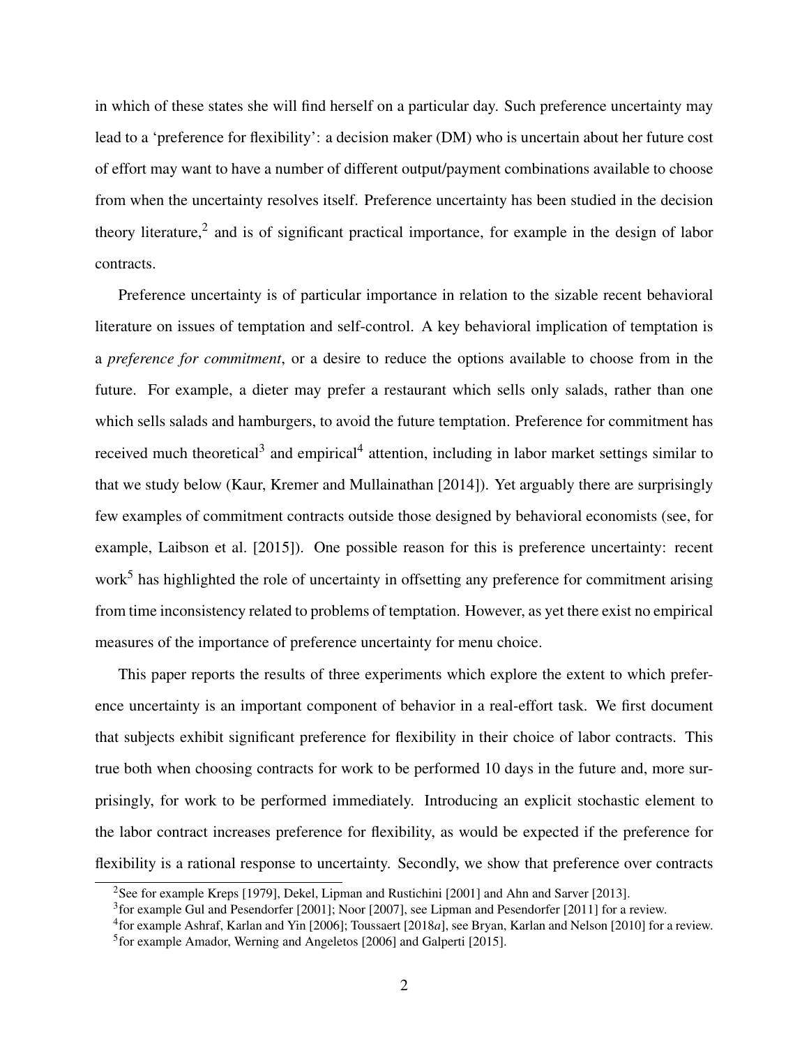in which of these states she will find herself on a particular day. Such preference uncertainty may lead to a 'preference for flexibility': a decision maker (DM) who is uncertain about her future cost of effort may want to have a number of different output/payment combinations available to choose from when the uncertainty resolves itself. Preference uncertainty has been studied in the decision theory literature,[2] and is of significant practical importance, for example in the design of labor contracts.

Preference uncertainty is of particular importance in relation to the sizable recent behavioral literature on issues of temptation and self-control. A key behavioral implication of temptation is a *preference for commitment*, or a desire to reduce the options available to choose from in the future. For example, a dieter may prefer a restaurant which sells only salads, rather than one which sells salads and hamburgers, to avoid the future temptation. Preference for commitment has received much theoretical[3] and empirical[4] attention, including in labor market settings similar to that we study below (Kaur, Kremer and Mullainathan [2014]). Yet arguably there are surprisingly few examples of commitment contracts outside those designed by behavioral economists (see, for example, Laibson et al. [2015]). One possible reason for this is preference uncertainty: recent work[5] has highlighted the role of uncertainty in offsetting any preference for commitment arising from time inconsistency related to problems of temptation. However, as yet there exist no empirical measures of the importance of preference uncertainty for menu choice.

This paper reports the results of three experiments which explore the extent to which preference uncertainty is an important component of behavior in a real-effort task. We first document that subjects exhibit significant preference for flexibility in their choice of labor contracts. This true both when choosing contracts for work to be performed 10 days in the future and, more surprisingly, for work to be performed immediately. Introducing an explicit stochastic element to the labor contract increases preference for flexibility, as would be expected if the preference for flexibility is a rational response to uncertainty. Secondly, we show that preference over contracts

[2] See for example Kreps [1979], Dekel, Lipman and Rustichini [2001] and Ahn and Sarver [2013].

[3] for example Gul and Pesendorfer [2001]; Noor [2007], see Lipman and Pesendorfer [2011] for a review.

[4] for example Ashraf, Karlan and Yin [2006]; Toussaert [2018*a*], see Bryan, Karlan and Nelson [2010] for a review.

[5] for example Amador, Werning and Angeletos [2006] and Galperti [2015].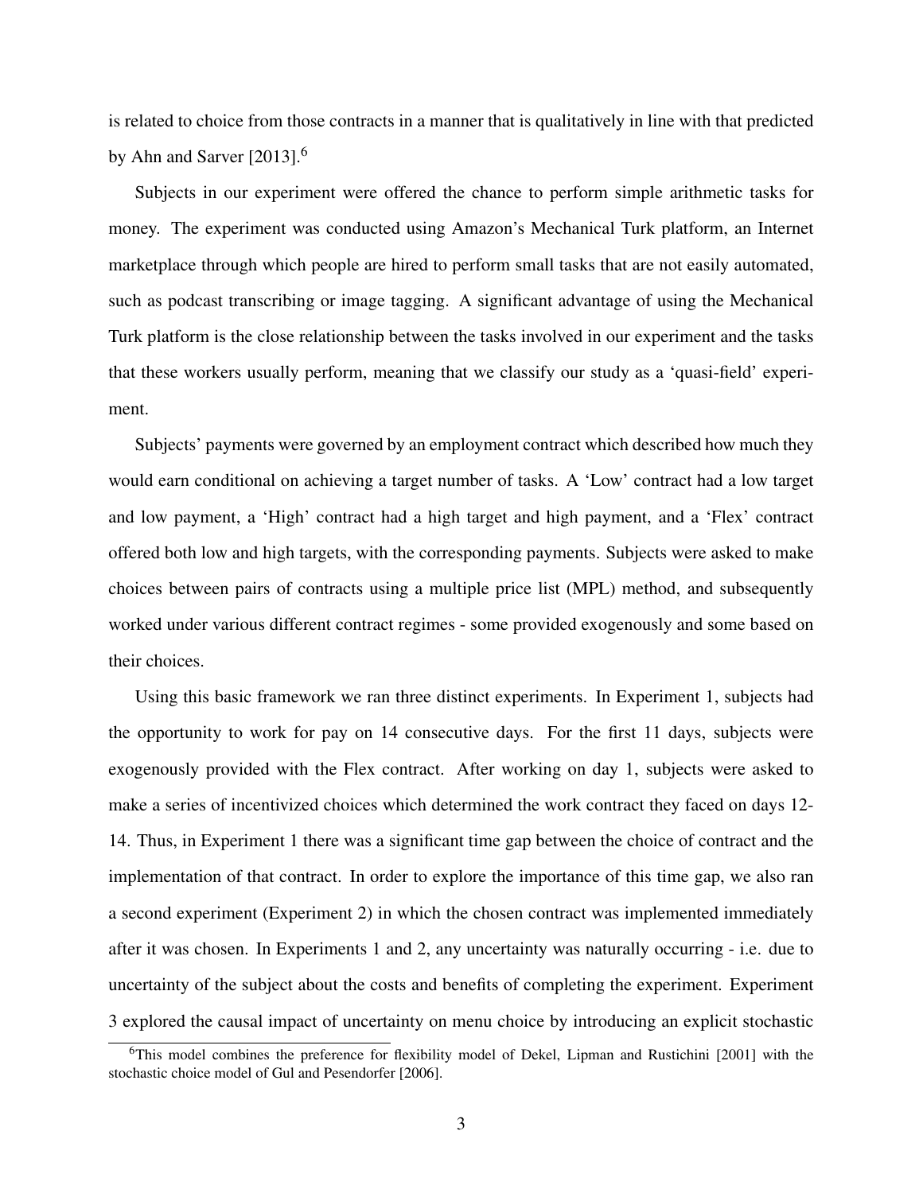is related to choice from those contracts in a manner that is qualitatively in line with that predicted by Ahn and Sarver [2013].[6]

Subjects in our experiment were offered the chance to perform simple arithmetic tasks for money. The experiment was conducted using Amazon's Mechanical Turk platform, an Internet marketplace through which people are hired to perform small tasks that are not easily automated, such as podcast transcribing or image tagging. A significant advantage of using the Mechanical Turk platform is the close relationship between the tasks involved in our experiment and the tasks that these workers usually perform, meaning that we classify our study as a 'quasi-field' experiment.

Subjects' payments were governed by an employment contract which described how much they would earn conditional on achieving a target number of tasks. A 'Low' contract had a low target and low payment, a 'High' contract had a high target and high payment, and a 'Flex' contract offered both low and high targets, with the corresponding payments. Subjects were asked to make choices between pairs of contracts using a multiple price list (MPL) method, and subsequently worked under various different contract regimes - some provided exogenously and some based on their choices.

Using this basic framework we ran three distinct experiments. In Experiment 1, subjects had the opportunity to work for pay on 14 consecutive days. For the first 11 days, subjects were exogenously provided with the Flex contract. After working on day 1, subjects were asked to make a series of incentivized choices which determined the work contract they faced on days 12-14. Thus, in Experiment 1 there was a significant time gap between the choice of contract and the implementation of that contract. In order to explore the importance of this time gap, we also ran a second experiment (Experiment 2) in which the chosen contract was implemented immediately after it was chosen. In Experiments 1 and 2, any uncertainty was naturally occurring - i.e. due to uncertainty of the subject about the costs and benefits of completing the experiment. Experiment 3 explored the causal impact of uncertainty on menu choice by introducing an explicit stochastic

[6] This model combines the preference for flexibility model of Dekel, Lipman and Rustichini [2001] with the stochastic choice model of Gul and Pesendorfer [2006].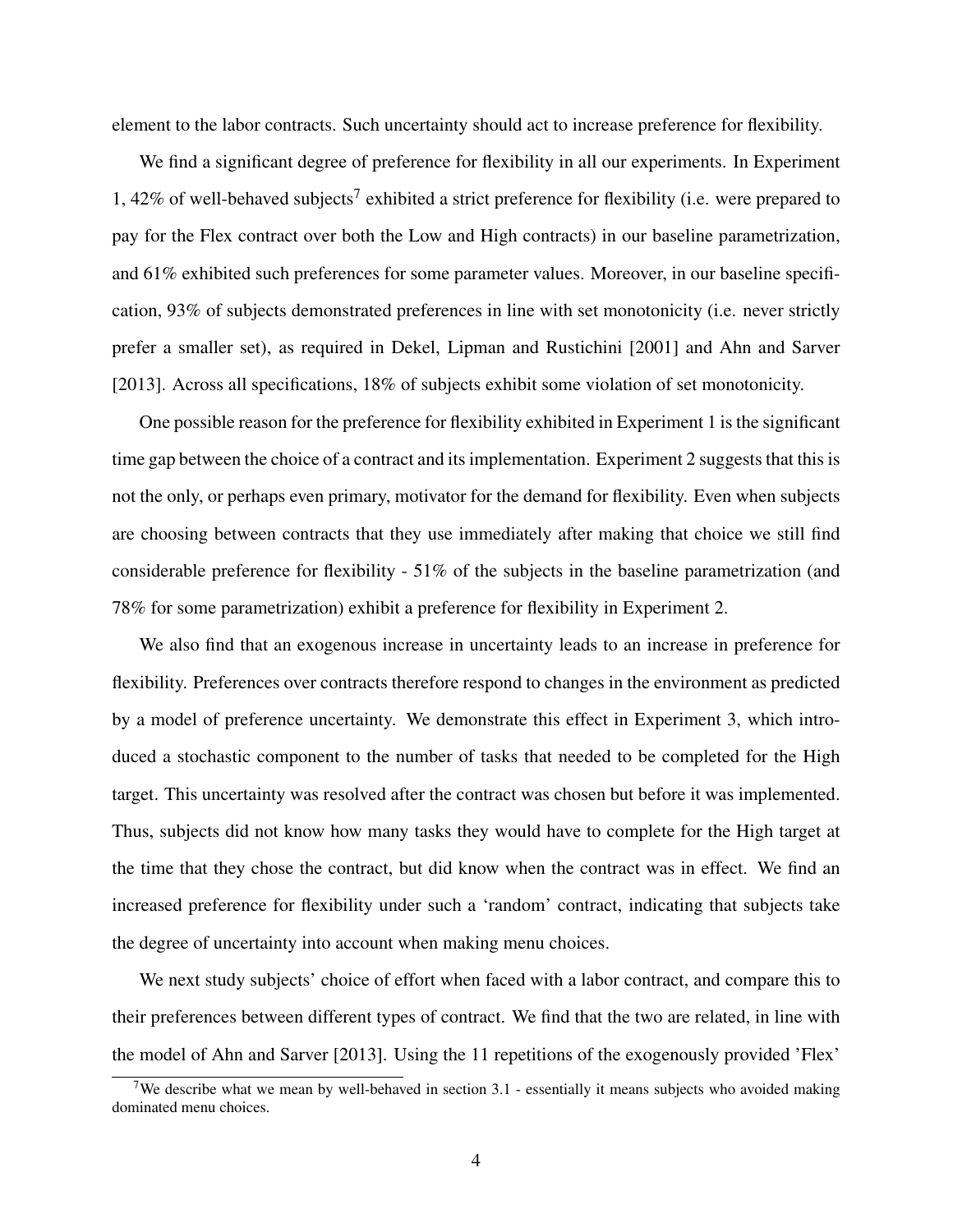element to the labor contracts. Such uncertainty should act to increase preference for flexibility.

We find a significant degree of preference for flexibility in all our experiments. In Experiment 1, 42% of well-behaved subjects[7] exhibited a strict preference for flexibility (i.e. were prepared to pay for the Flex contract over both the Low and High contracts) in our baseline parametrization, and 61% exhibited such preferences for some parameter values. Moreover, in our baseline specification, 93% of subjects demonstrated preferences in line with set monotonicity (i.e. never strictly prefer a smaller set), as required in Dekel, Lipman and Rustichini [2001] and Ahn and Sarver [2013]. Across all specifications, 18% of subjects exhibit some violation of set monotonicity.

One possible reason for the preference for flexibility exhibited in Experiment 1 is the significant time gap between the choice of a contract and its implementation. Experiment 2 suggests that this is not the only, or perhaps even primary, motivator for the demand for flexibility. Even when subjects are choosing between contracts that they use immediately after making that choice we still find considerable preference for flexibility - 51% of the subjects in the baseline parametrization (and 78% for some parametrization) exhibit a preference for flexibility in Experiment 2.

We also find that an exogenous increase in uncertainty leads to an increase in preference for flexibility. Preferences over contracts therefore respond to changes in the environment as predicted by a model of preference uncertainty. We demonstrate this effect in Experiment 3, which introduced a stochastic component to the number of tasks that needed to be completed for the High target. This uncertainty was resolved after the contract was chosen but before it was implemented. Thus, subjects did not know how many tasks they would have to complete for the High target at the time that they chose the contract, but did know when the contract was in effect. We find an increased preference for flexibility under such a 'random' contract, indicating that subjects take the degree of uncertainty into account when making menu choices.

We next study subjects' choice of effort when faced with a labor contract, and compare this to their preferences between different types of contract. We find that the two are related, in line with the model of Ahn and Sarver [2013]. Using the 11 repetitions of the exogenously provided 'Flex'

[7] We describe what we mean by well-behaved in section 3.1 - essentially it means subjects who avoided making dominated menu choices.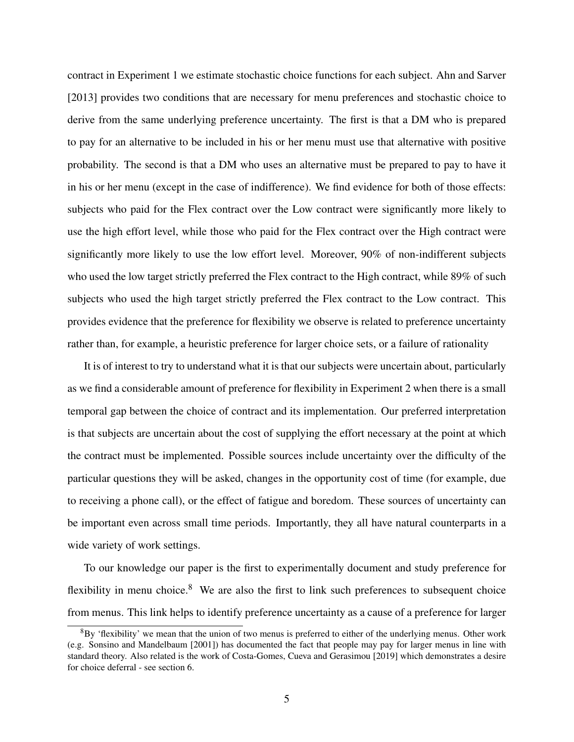contract in Experiment 1 we estimate stochastic choice functions for each subject. Ahn and Sarver [2013] provides two conditions that are necessary for menu preferences and stochastic choice to derive from the same underlying preference uncertainty. The first is that a DM who is prepared to pay for an alternative to be included in his or her menu must use that alternative with positive probability. The second is that a DM who uses an alternative must be prepared to pay to have it in his or her menu (except in the case of indifference). We find evidence for both of those effects: subjects who paid for the Flex contract over the Low contract were significantly more likely to use the high effort level, while those who paid for the Flex contract over the High contract were significantly more likely to use the low effort level. Moreover, 90% of non-indifferent subjects who used the low target strictly preferred the Flex contract to the High contract, while 89% of such subjects who used the high target strictly preferred the Flex contract to the Low contract. This provides evidence that the preference for flexibility we observe is related to preference uncertainty rather than, for example, a heuristic preference for larger choice sets, or a failure of rationality

It is of interest to try to understand what it is that our subjects were uncertain about, particularly as we find a considerable amount of preference for flexibility in Experiment 2 when there is a small temporal gap between the choice of contract and its implementation. Our preferred interpretation is that subjects are uncertain about the cost of supplying the effort necessary at the point at which the contract must be implemented. Possible sources include uncertainty over the difficulty of the particular questions they will be asked, changes in the opportunity cost of time (for example, due to receiving a phone call), or the effect of fatigue and boredom. These sources of uncertainty can be important even across small time periods. Importantly, they all have natural counterparts in a wide variety of work settings.

To our knowledge our paper is the first to experimentally document and study preference for flexibility in menu choice.[8] We are also the first to link such preferences to subsequent choice from menus. This link helps to identify preference uncertainty as a cause of a preference for larger

[8] By 'flexibility' we mean that the union of two menus is preferred to either of the underlying menus. Other work (e.g. Sonsino and Mandelbaum [2001]) has documented the fact that people may pay for larger menus in line with standard theory. Also related is the work of Costa-Gomes, Cueva and Gerasimou [2019] which demonstrates a desire for choice deferral - see section 6.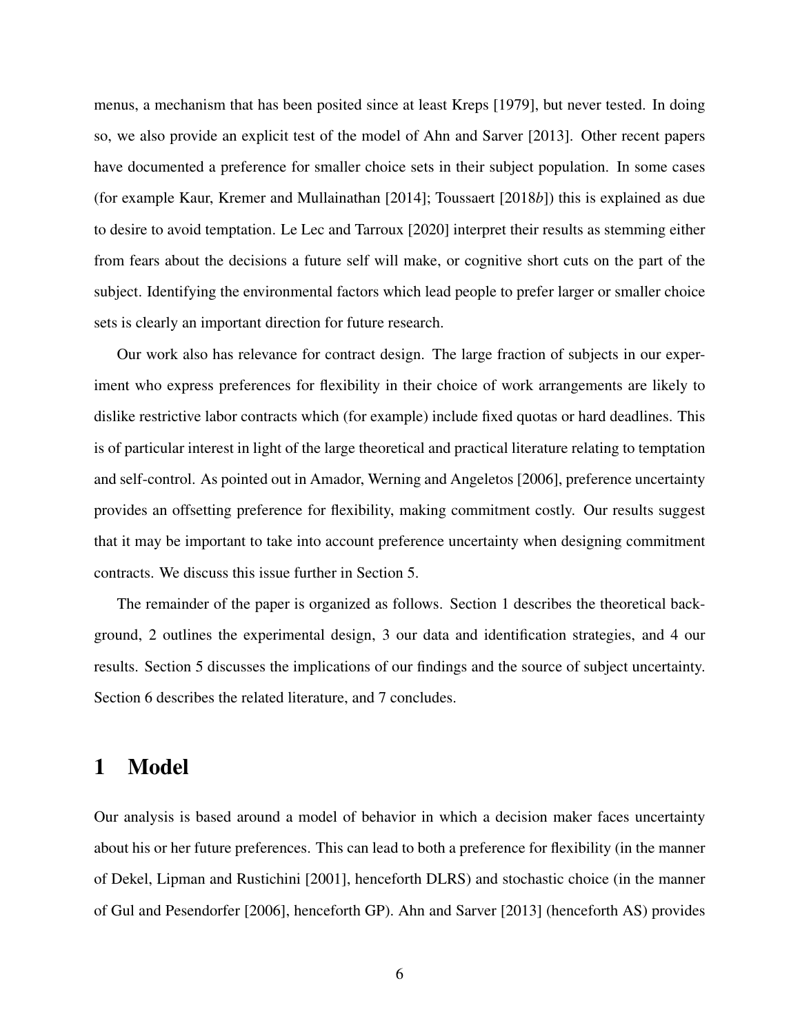menus, a mechanism that has been posited since at least Kreps [1979], but never tested. In doing so, we also provide an explicit test of the model of Ahn and Sarver [2013]. Other recent papers have documented a preference for smaller choice sets in their subject population. In some cases (for example Kaur, Kremer and Mullainathan [2014]; Toussaert [2018*b*]) this is explained as due to desire to avoid temptation. Le Lec and Tarroux [2020] interpret their results as stemming either from fears about the decisions a future self will make, or cognitive short cuts on the part of the subject. Identifying the environmental factors which lead people to prefer larger or smaller choice sets is clearly an important direction for future research.

Our work also has relevance for contract design. The large fraction of subjects in our experiment who express preferences for flexibility in their choice of work arrangements are likely to dislike restrictive labor contracts which (for example) include fixed quotas or hard deadlines. This is of particular interest in light of the large theoretical and practical literature relating to temptation and self-control. As pointed out in Amador, Werning and Angeletos [2006], preference uncertainty provides an offsetting preference for flexibility, making commitment costly. Our results suggest that it may be important to take into account preference uncertainty when designing commitment contracts. We discuss this issue further in Section 5.

The remainder of the paper is organized as follows. Section 1 describes the theoretical background, 2 outlines the experimental design, 3 our data and identification strategies, and 4 our results. Section 5 discusses the implications of our findings and the source of subject uncertainty. Section 6 describes the related literature, and 7 concludes.

# 1 Model

Our analysis is based around a model of behavior in which a decision maker faces uncertainty about his or her future preferences. This can lead to both a preference for flexibility (in the manner of Dekel, Lipman and Rustichini [2001], henceforth DLRS) and stochastic choice (in the manner of Gul and Pesendorfer [2006], henceforth GP). Ahn and Sarver [2013] (henceforth AS) provides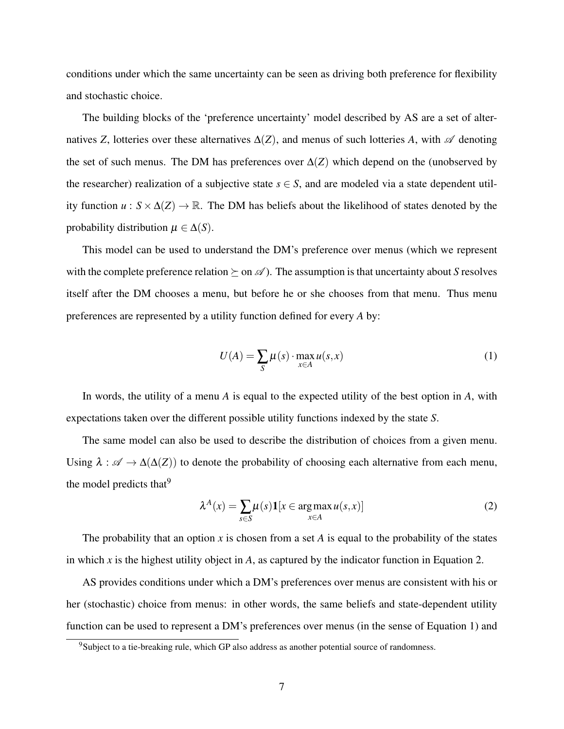conditions under which the same uncertainty can be seen as driving both preference for flexibility and stochastic choice.

The building blocks of the 'preference uncertainty' model described by AS are a set of alternatives $Z$, lotteries over these alternatives $\Delta(Z)$, and menus of such lotteries $A$, with $\mathscr{A}$ denoting the set of such menus. The DM has preferences over $\Delta(Z)$ which depend on the (unobserved by the researcher) realization of a subjective state $s \in S$, and are modeled via a state dependent utility function $u : S \times \Delta(Z) \to \mathbb{R}$. The DM has beliefs about the likelihood of states denoted by the probability distribution $\mu \in \Delta(S)$.

This model can be used to understand the DM's preference over menus (which we represent with the complete preference relation $\succeq$ on $\mathscr{A}$). The assumption is that uncertainty about $S$ resolves itself after the DM chooses a menu, but before he or she chooses from that menu. Thus menu preferences are represented by a utility function defined for every $A$ by:

$$U(A) = \sum_{S} \mu(s) \cdot \max_{x \in A} u(s,x) \tag{1}$$

In words, the utility of a menu $A$ is equal to the expected utility of the best option in $A$, with expectations taken over the different possible utility functions indexed by the state $S$.

The same model can also be used to describe the distribution of choices from a given menu. Using $\lambda : \mathscr{A} \to \Delta(\Delta(Z))$ to denote the probability of choosing each alternative from each menu, the model predicts that[9]

$$\lambda^{A}(x) = \sum_{s \in S} \mu(s) \mathbf{1}[x \in \arg\max_{x \in A} u(s,x)] \tag{2}$$

The probability that an option $x$ is chosen from a set $A$ is equal to the probability of the states in which $x$ is the highest utility object in $A$, as captured by the indicator function in Equation 2.

AS provides conditions under which a DM's preferences over menus are consistent with his or her (stochastic) choice from menus: in other words, the same beliefs and state-dependent utility function can be used to represent a DM's preferences over menus (in the sense of Equation 1) and

[9] Subject to a tie-breaking rule, which GP also address as another potential source of randomness.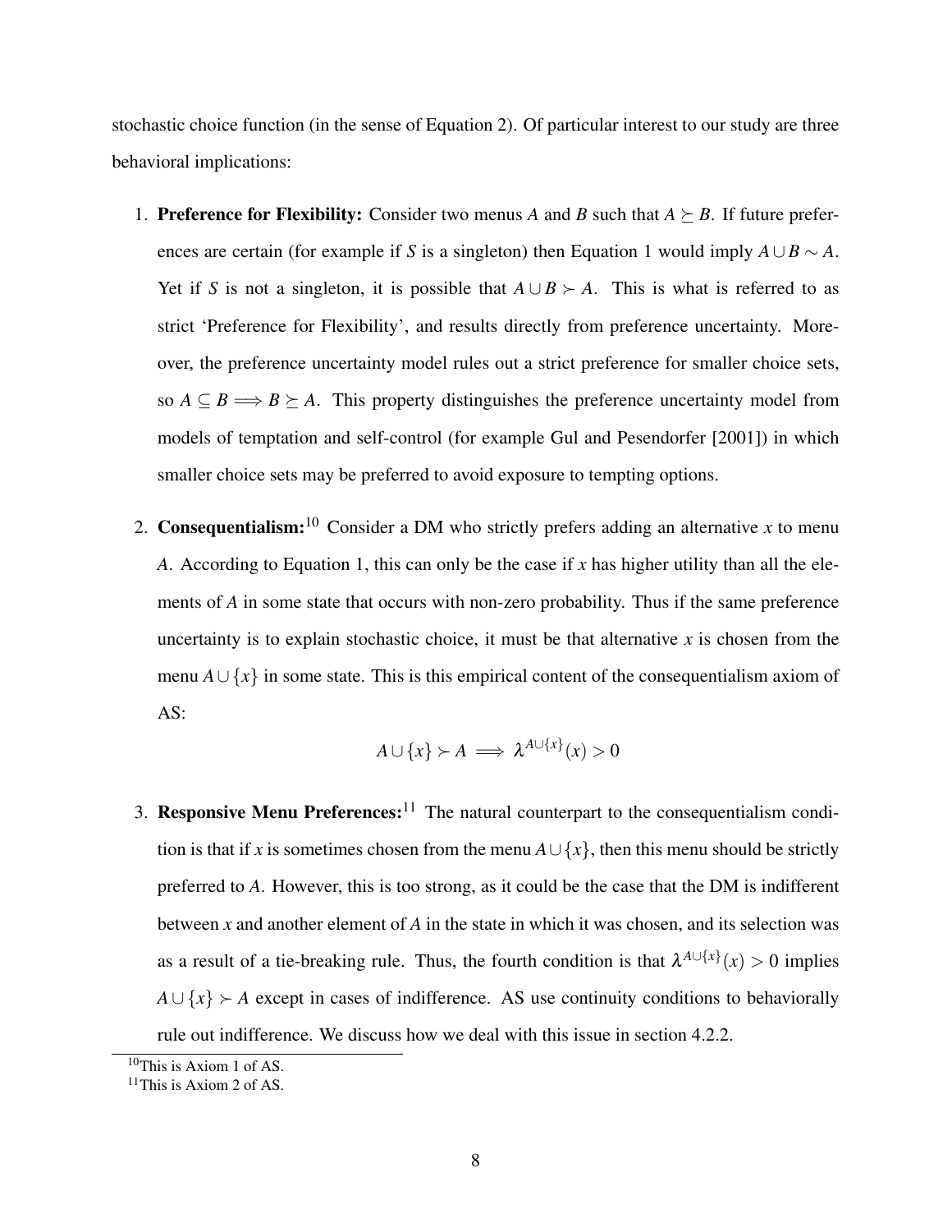stochastic choice function (in the sense of Equation 2). Of particular interest to our study are three behavioral implications:

1. **Preference for Flexibility:** Consider two menus $A$ and $B$ such that $A \succeq B$. If future preferences are certain (for example if $S$ is a singleton) then Equation 1 would imply $A \cup B \sim A$. Yet if $S$ is not a singleton, it is possible that $A \cup B \succ A$. This is what is referred to as strict 'Preference for Flexibility', and results directly from preference uncertainty. Moreover, the preference uncertainty model rules out a strict preference for smaller choice sets, so $A \subseteq B \implies B \succeq A$. This property distinguishes the preference uncertainty model from models of temptation and self-control (for example Gul and Pesendorfer [2001]) in which smaller choice sets may be preferred to avoid exposure to tempting options.

2. **Consequentialism:**[10] Consider a DM who strictly prefers adding an alternative $x$ to menu $A$. According to Equation 1, this can only be the case if $x$ has higher utility than all the elements of $A$ in some state that occurs with non-zero probability. Thus if the same preference uncertainty is to explain stochastic choice, it must be that alternative $x$ is chosen from the menu $A \cup \{x\}$ in some state. This is this empirical content of the consequentialism axiom of AS:

$$A \cup \{x\} \succ A \implies \lambda^{A \cup \{x\}}(x) > 0$$

3. **Responsive Menu Preferences:**[11] The natural counterpart to the consequentialism condition is that if $x$ is sometimes chosen from the menu $A \cup \{x\}$, then this menu should be strictly preferred to $A$. However, this is too strong, as it could be the case that the DM is indifferent between $x$ and another element of $A$ in the state in which it was chosen, and its selection was as a result of a tie-breaking rule. Thus, the fourth condition is that $\lambda^{A \cup \{x\}}(x) > 0$ implies $A \cup \{x\} \succ A$ except in cases of indifference. AS use continuity conditions to behaviorally rule out indifference. We discuss how we deal with this issue in section 4.2.2.

[10] This is Axiom 1 of AS.

[11] This is Axiom 2 of AS.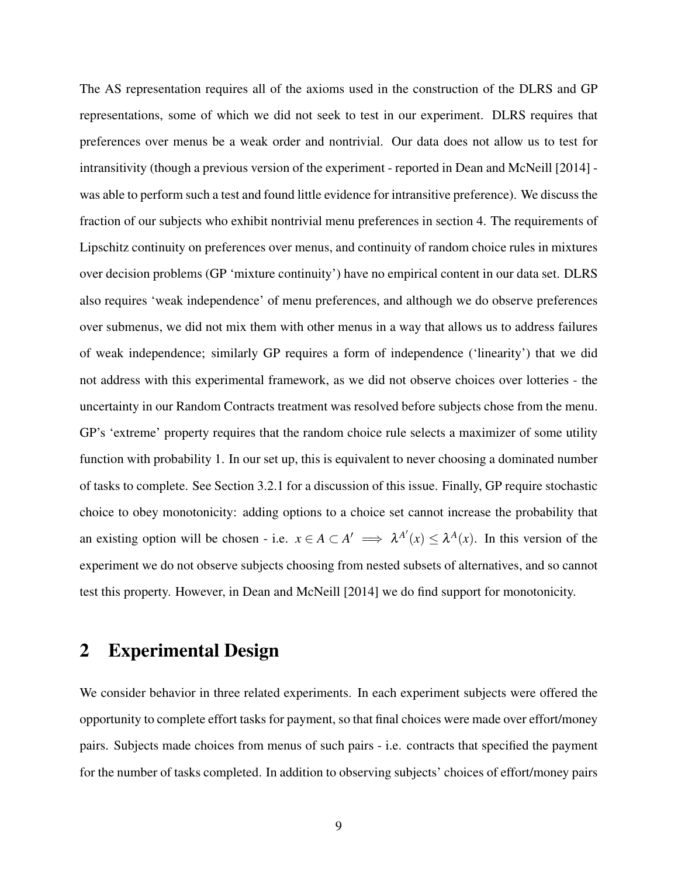The AS representation requires all of the axioms used in the construction of the DLRS and GP representations, some of which we did not seek to test in our experiment. DLRS requires that preferences over menus be a weak order and nontrivial. Our data does not allow us to test for intransitivity (though a previous version of the experiment - reported in Dean and McNeill [2014] - was able to perform such a test and found little evidence for intransitive preference). We discuss the fraction of our subjects who exhibit nontrivial menu preferences in section 4. The requirements of Lipschitz continuity on preferences over menus, and continuity of random choice rules in mixtures over decision problems (GP 'mixture continuity') have no empirical content in our data set. DLRS also requires 'weak independence' of menu preferences, and although we do observe preferences over submenus, we did not mix them with other menus in a way that allows us to address failures of weak independence; similarly GP requires a form of independence ('linearity') that we did not address with this experimental framework, as we did not observe choices over lotteries - the uncertainty in our Random Contracts treatment was resolved before subjects chose from the menu. GP's 'extreme' property requires that the random choice rule selects a maximizer of some utility function with probability 1. In our set up, this is equivalent to never choosing a dominated number of tasks to complete. See Section 3.2.1 for a discussion of this issue. Finally, GP require stochastic choice to obey monotonicity: adding options to a choice set cannot increase the probability that an existing option will be chosen - i.e. $x \in A \subset A' \implies \lambda^{A'}(x) \leq \lambda^{A}(x)$. In this version of the experiment we do not observe subjects choosing from nested subsets of alternatives, and so cannot test this property. However, in Dean and McNeill [2014] we do find support for monotonicity.

## 2 Experimental Design

We consider behavior in three related experiments. In each experiment subjects were offered the opportunity to complete effort tasks for payment, so that final choices were made over effort/money pairs. Subjects made choices from menus of such pairs - i.e. contracts that specified the payment for the number of tasks completed. In addition to observing subjects' choices of effort/money pairs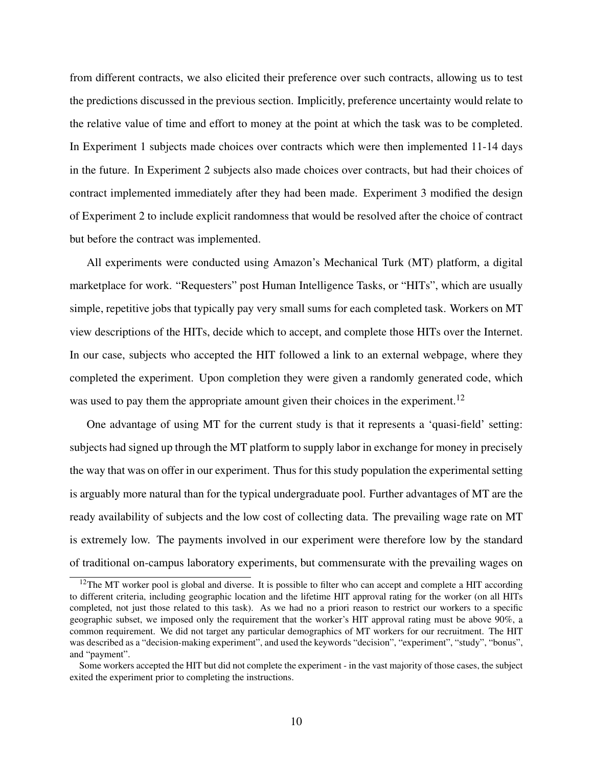from different contracts, we also elicited their preference over such contracts, allowing us to test the predictions discussed in the previous section. Implicitly, preference uncertainty would relate to the relative value of time and effort to money at the point at which the task was to be completed. In Experiment 1 subjects made choices over contracts which were then implemented 11-14 days in the future. In Experiment 2 subjects also made choices over contracts, but had their choices of contract implemented immediately after they had been made. Experiment 3 modified the design of Experiment 2 to include explicit randomness that would be resolved after the choice of contract but before the contract was implemented.

All experiments were conducted using Amazon's Mechanical Turk (MT) platform, a digital marketplace for work. "Requesters" post Human Intelligence Tasks, or "HITs", which are usually simple, repetitive jobs that typically pay very small sums for each completed task. Workers on MT view descriptions of the HITs, decide which to accept, and complete those HITs over the Internet. In our case, subjects who accepted the HIT followed a link to an external webpage, where they completed the experiment. Upon completion they were given a randomly generated code, which was used to pay them the appropriate amount given their choices in the experiment.[12]

One advantage of using MT for the current study is that it represents a 'quasi-field' setting: subjects had signed up through the MT platform to supply labor in exchange for money in precisely the way that was on offer in our experiment. Thus for this study population the experimental setting is arguably more natural than for the typical undergraduate pool. Further advantages of MT are the ready availability of subjects and the low cost of collecting data. The prevailing wage rate on MT is extremely low. The payments involved in our experiment were therefore low by the standard of traditional on-campus laboratory experiments, but commensurate with the prevailing wages on

[12]The MT worker pool is global and diverse. It is possible to filter who can accept and complete a HIT according to different criteria, including geographic location and the lifetime HIT approval rating for the worker (on all HITs completed, not just those related to this task). As we had no a priori reason to restrict our workers to a specific geographic subset, we imposed only the requirement that the worker's HIT approval rating must be above 90%, a common requirement. We did not target any particular demographics of MT workers for our recruitment. The HIT was described as a "decision-making experiment", and used the keywords "decision", "experiment", "study", "bonus", and "payment".

Some workers accepted the HIT but did not complete the experiment - in the vast majority of those cases, the subject exited the experiment prior to completing the instructions.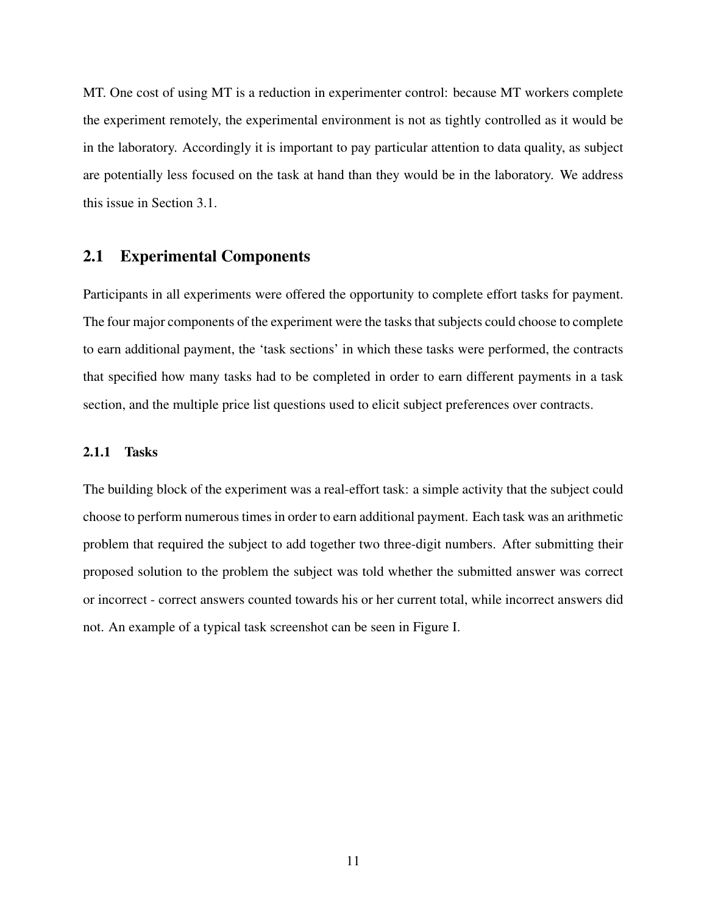MT. One cost of using MT is a reduction in experimenter control: because MT workers complete the experiment remotely, the experimental environment is not as tightly controlled as it would be in the laboratory. Accordingly it is important to pay particular attention to data quality, as subject are potentially less focused on the task at hand than they would be in the laboratory. We address this issue in Section 3.1.

## 2.1 Experimental Components

Participants in all experiments were offered the opportunity to complete effort tasks for payment. The four major components of the experiment were the tasks that subjects could choose to complete to earn additional payment, the 'task sections' in which these tasks were performed, the contracts that specified how many tasks had to be completed in order to earn different payments in a task section, and the multiple price list questions used to elicit subject preferences over contracts.

### 2.1.1 Tasks

The building block of the experiment was a real-effort task: a simple activity that the subject could choose to perform numerous times in order to earn additional payment. Each task was an arithmetic problem that required the subject to add together two three-digit numbers. After submitting their proposed solution to the problem the subject was told whether the submitted answer was correct or incorrect - correct answers counted towards his or her current total, while incorrect answers did not. An example of a typical task screenshot can be seen in Figure I.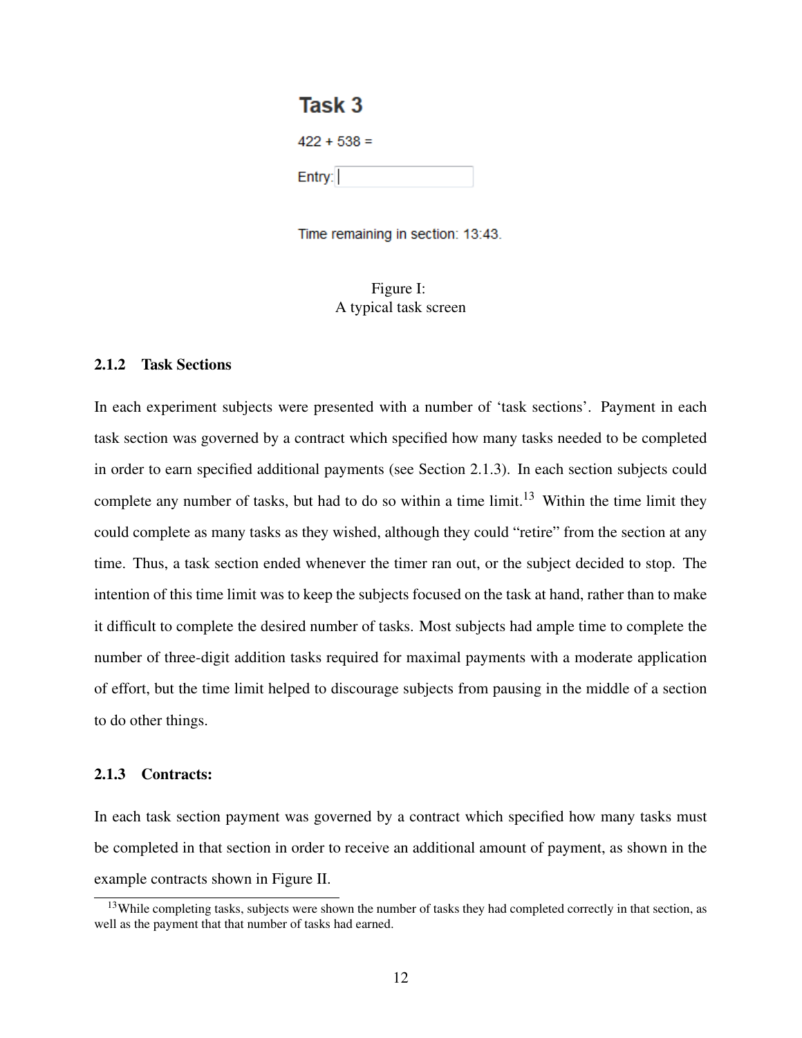Task 3

422 + 538 =

Entry:

Time remaining in section: 13:43.

Figure I:
A typical task screen

### 2.1.2 Task Sections

In each experiment subjects were presented with a number of 'task sections'. Payment in each task section was governed by a contract which specified how many tasks needed to be completed in order to earn specified additional payments (see Section 2.1.3). In each section subjects could complete any number of tasks, but had to do so within a time limit.[13] Within the time limit they could complete as many tasks as they wished, although they could "retire" from the section at any time. Thus, a task section ended whenever the timer ran out, or the subject decided to stop. The intention of this time limit was to keep the subjects focused on the task at hand, rather than to make it difficult to complete the desired number of tasks. Most subjects had ample time to complete the number of three-digit addition tasks required for maximal payments with a moderate application of effort, but the time limit helped to discourage subjects from pausing in the middle of a section to do other things.

### 2.1.3 Contracts:

In each task section payment was governed by a contract which specified how many tasks must be completed in that section in order to receive an additional amount of payment, as shown in the example contracts shown in Figure II.

[13] While completing tasks, subjects were shown the number of tasks they had completed correctly in that section, as well as the payment that that number of tasks had earned.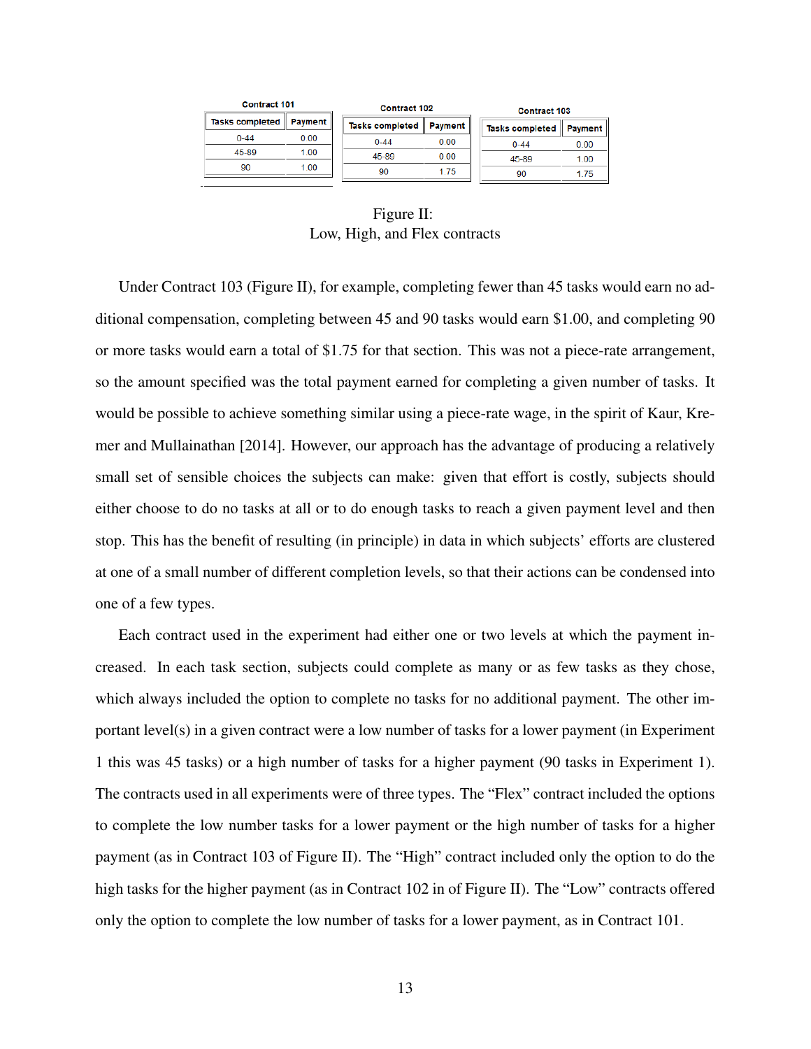**Contract 101**

| Tasks completed | Payment |
|---|---|
| 0-44 | 0.00 |
| 45-89 | 1.00 |
| 90 | 1.00 |

**Contract 102**

| Tasks completed | Payment |
|---|---|
| 0-44 | 0.00 |
| 45-89 | 0.00 |
| 90 | 1.75 |

**Contract 103**

| Tasks completed | Payment |
|---|---|
| 0-44 | 0.00 |
| 45-89 | 1.00 |
| 90 | 1.75 |

Figure II:
Low, High, and Flex contracts

Under Contract 103 (Figure II), for example, completing fewer than 45 tasks would earn no additional compensation, completing between 45 and 90 tasks would earn \$1.00, and completing 90 or more tasks would earn a total of \$1.75 for that section. This was not a piece-rate arrangement, so the amount specified was the total payment earned for completing a given number of tasks. It would be possible to achieve something similar using a piece-rate wage, in the spirit of Kaur, Kremer and Mullainathan [2014]. However, our approach has the advantage of producing a relatively small set of sensible choices the subjects can make: given that effort is costly, subjects should either choose to do no tasks at all or to do enough tasks to reach a given payment level and then stop. This has the benefit of resulting (in principle) in data in which subjects' efforts are clustered at one of a small number of different completion levels, so that their actions can be condensed into one of a few types.

Each contract used in the experiment had either one or two levels at which the payment increased. In each task section, subjects could complete as many or as few tasks as they chose, which always included the option to complete no tasks for no additional payment. The other important level(s) in a given contract were a low number of tasks for a lower payment (in Experiment 1 this was 45 tasks) or a high number of tasks for a higher payment (90 tasks in Experiment 1). The contracts used in all experiments were of three types. The "Flex" contract included the options to complete the low number tasks for a lower payment or the high number of tasks for a higher payment (as in Contract 103 of Figure II). The "High" contract included only the option to do the high tasks for the higher payment (as in Contract 102 in of Figure II). The "Low" contracts offered only the option to complete the low number of tasks for a lower payment, as in Contract 101.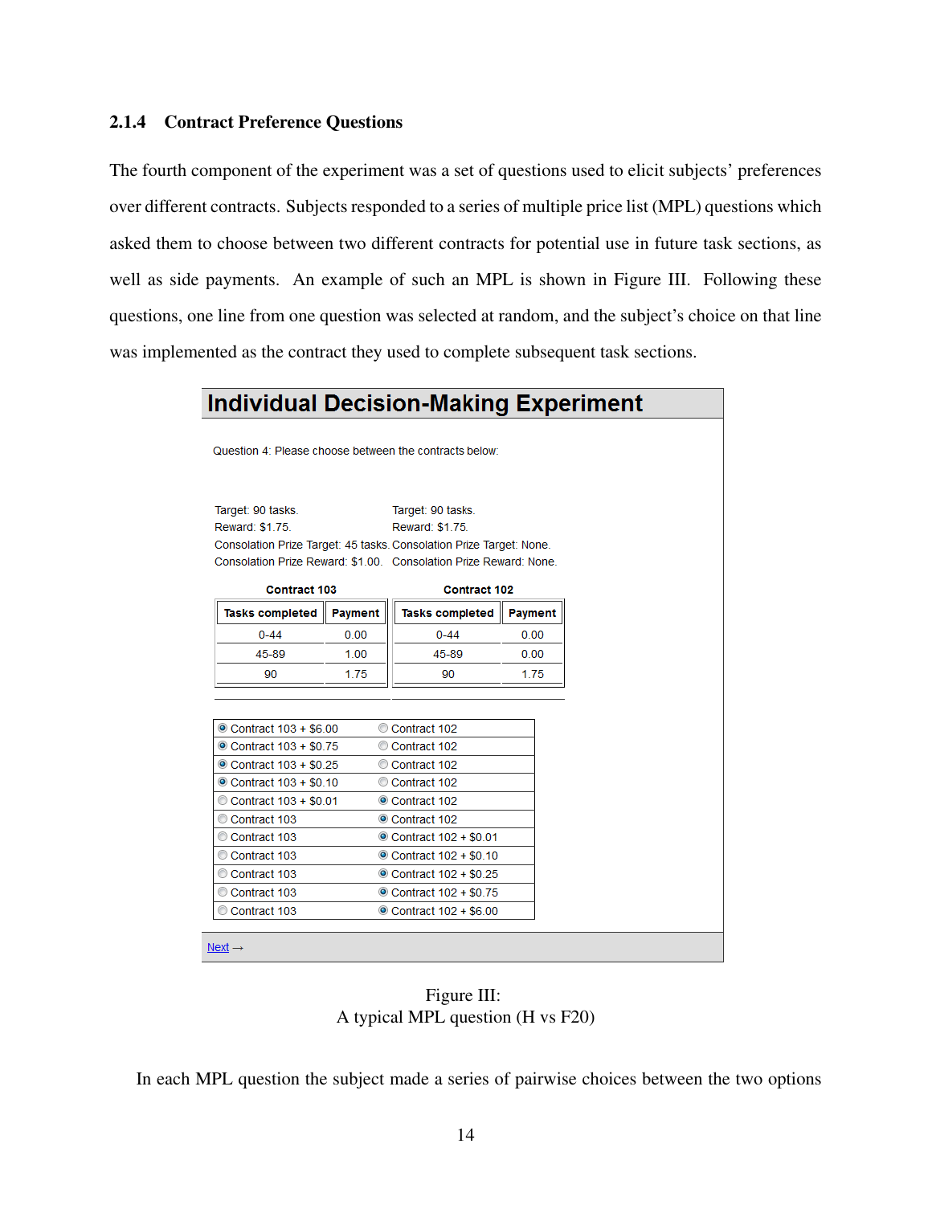### 2.1.4 Contract Preference Questions

The fourth component of the experiment was a set of questions used to elicit subjects' preferences over different contracts. Subjects responded to a series of multiple price list (MPL) questions which asked them to choose between two different contracts for potential use in future task sections, as well as side payments. An example of such an MPL is shown in Figure III. Following these questions, one line from one question was selected at random, and the subject's choice on that line was implemented as the contract they used to complete subsequent task sections.

## Individual Decision-Making Experiment

Question 4: Please choose between the contracts below:

| Contract 103 | Contract 102 |
|---|---|
| Target: 90 tasks. | Target: 90 tasks. |
| Reward: $1.75. | Reward: $1.75. |
| Consolation Prize Target: 45 tasks. | Consolation Prize Target: None. |
| Consolation Prize Reward: $1.00. | Consolation Prize Reward: None. |

**Contract 103**

| Tasks completed | Payment |
|---|---|
| 0-44 | 0.00 |
| 45-89 | 1.00 |
| 90 | 1.75 |

**Contract 102**

| Tasks completed | Payment |
|---|---|
| 0-44 | 0.00 |
| 45-89 | 0.00 |
| 90 | 1.75 |

| | |
|---|---|
| ◉ Contract 103 + $6.00 | ○ Contract 102 |
| ◉ Contract 103 + $0.75 | ○ Contract 102 |
| ◉ Contract 103 + $0.25 | ○ Contract 102 |
| ◉ Contract 103 + $0.10 | ○ Contract 102 |
| ○ Contract 103 + $0.01 | ◉ Contract 102 |
| ○ Contract 103 | ◉ Contract 102 |
| ○ Contract 103 | ◉ Contract 102 + $0.01 |
| ○ Contract 103 | ◉ Contract 102 + $0.10 |
| ○ Contract 103 | ◉ Contract 102 + $0.25 |
| ○ Contract 103 | ◉ Contract 102 + $0.75 |
| ○ Contract 103 | ◉ Contract 102 + $6.00 |

Next →

Figure III:
A typical MPL question (H vs F20)

In each MPL question the subject made a series of pairwise choices between the two options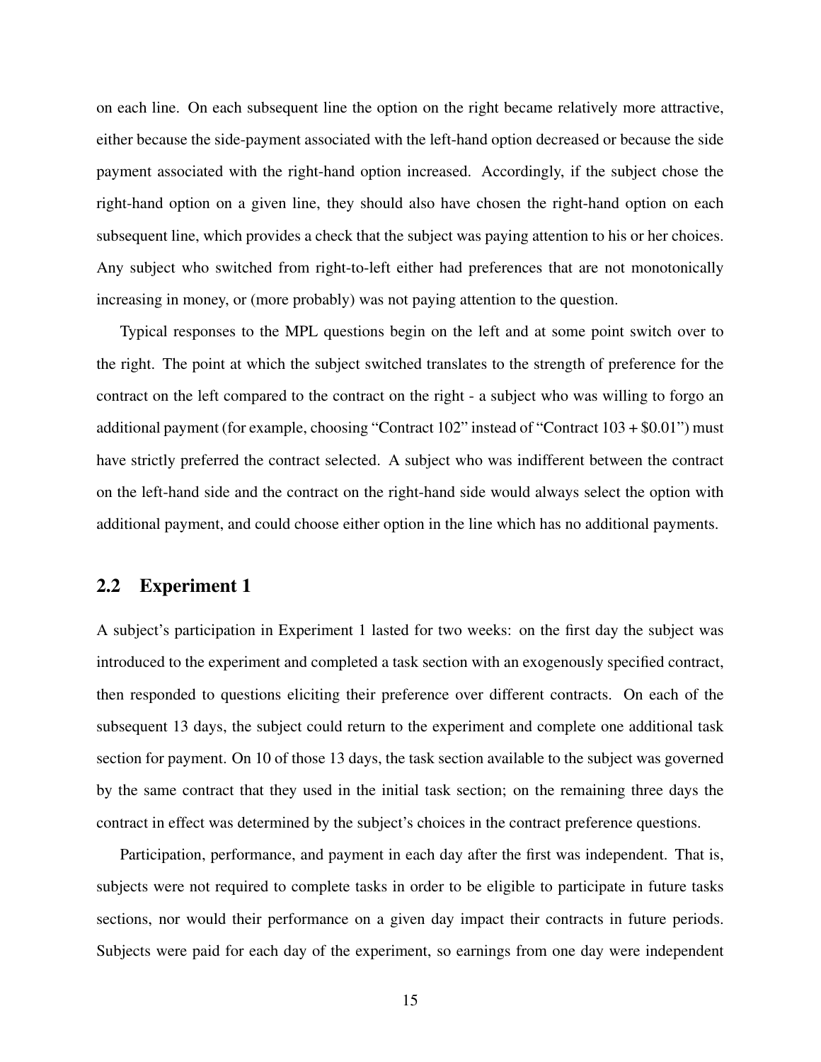on each line. On each subsequent line the option on the right became relatively more attractive, either because the side-payment associated with the left-hand option decreased or because the side payment associated with the right-hand option increased. Accordingly, if the subject chose the right-hand option on a given line, they should also have chosen the right-hand option on each subsequent line, which provides a check that the subject was paying attention to his or her choices. Any subject who switched from right-to-left either had preferences that are not monotonically increasing in money, or (more probably) was not paying attention to the question.

Typical responses to the MPL questions begin on the left and at some point switch over to the right. The point at which the subject switched translates to the strength of preference for the contract on the left compared to the contract on the right - a subject who was willing to forgo an additional payment (for example, choosing "Contract 102" instead of "Contract 103 + $0.01") must have strictly preferred the contract selected. A subject who was indifferent between the contract on the left-hand side and the contract on the right-hand side would always select the option with additional payment, and could choose either option in the line which has no additional payments.

## 2.2 Experiment 1

A subject's participation in Experiment 1 lasted for two weeks: on the first day the subject was introduced to the experiment and completed a task section with an exogenously specified contract, then responded to questions eliciting their preference over different contracts. On each of the subsequent 13 days, the subject could return to the experiment and complete one additional task section for payment. On 10 of those 13 days, the task section available to the subject was governed by the same contract that they used in the initial task section; on the remaining three days the contract in effect was determined by the subject's choices in the contract preference questions.

Participation, performance, and payment in each day after the first was independent. That is, subjects were not required to complete tasks in order to be eligible to participate in future tasks sections, nor would their performance on a given day impact their contracts in future periods. Subjects were paid for each day of the experiment, so earnings from one day were independent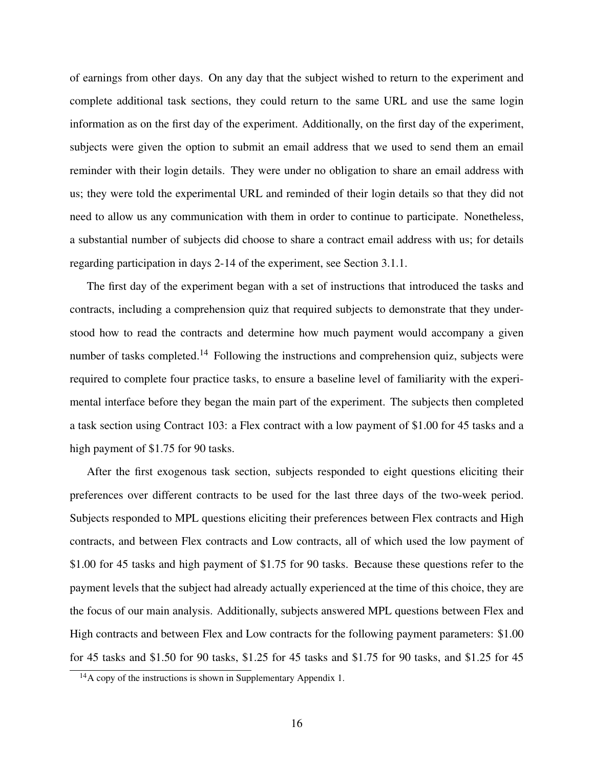of earnings from other days. On any day that the subject wished to return to the experiment and complete additional task sections, they could return to the same URL and use the same login information as on the first day of the experiment. Additionally, on the first day of the experiment, subjects were given the option to submit an email address that we used to send them an email reminder with their login details. They were under no obligation to share an email address with us; they were told the experimental URL and reminded of their login details so that they did not need to allow us any communication with them in order to continue to participate. Nonetheless, a substantial number of subjects did choose to share a contract email address with us; for details regarding participation in days 2-14 of the experiment, see Section 3.1.1.

The first day of the experiment began with a set of instructions that introduced the tasks and contracts, including a comprehension quiz that required subjects to demonstrate that they understood how to read the contracts and determine how much payment would accompany a given number of tasks completed.[14] Following the instructions and comprehension quiz, subjects were required to complete four practice tasks, to ensure a baseline level of familiarity with the experimental interface before they began the main part of the experiment. The subjects then completed a task section using Contract 103: a Flex contract with a low payment of $1.00 for 45 tasks and a high payment of $1.75 for 90 tasks.

After the first exogenous task section, subjects responded to eight questions eliciting their preferences over different contracts to be used for the last three days of the two-week period. Subjects responded to MPL questions eliciting their preferences between Flex contracts and High contracts, and between Flex contracts and Low contracts, all of which used the low payment of $1.00 for 45 tasks and high payment of $1.75 for 90 tasks. Because these questions refer to the payment levels that the subject had already actually experienced at the time of this choice, they are the focus of our main analysis. Additionally, subjects answered MPL questions between Flex and High contracts and between Flex and Low contracts for the following payment parameters: $1.00 for 45 tasks and $1.50 for 90 tasks, $1.25 for 45 tasks and $1.75 for 90 tasks, and $1.25 for 45

[14] A copy of the instructions is shown in Supplementary Appendix 1.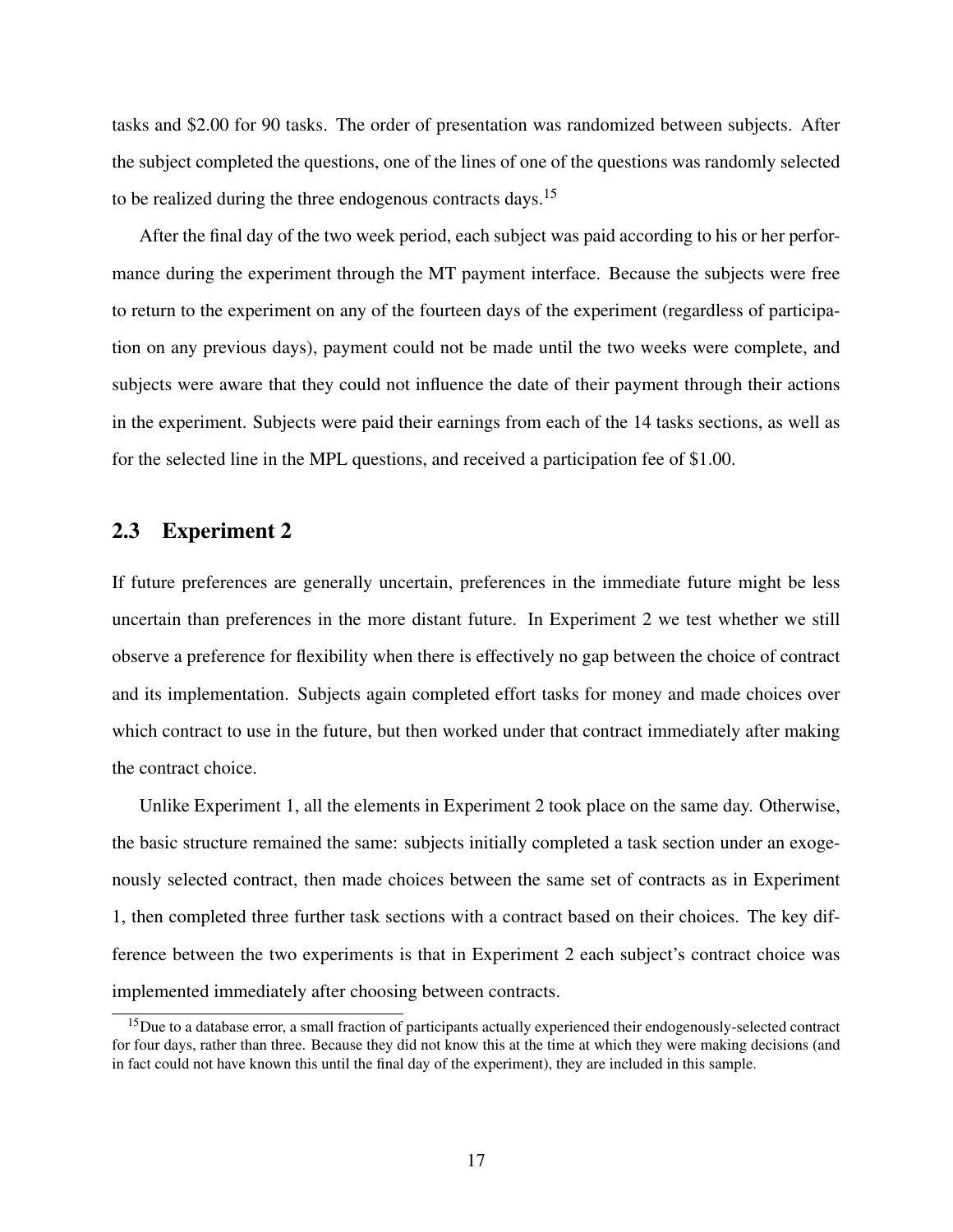tasks and $2.00 for 90 tasks. The order of presentation was randomized between subjects. After the subject completed the questions, one of the lines of one of the questions was randomly selected to be realized during the three endogenous contracts days.[15]

After the final day of the two week period, each subject was paid according to his or her performance during the experiment through the MT payment interface. Because the subjects were free to return to the experiment on any of the fourteen days of the experiment (regardless of participation on any previous days), payment could not be made until the two weeks were complete, and subjects were aware that they could not influence the date of their payment through their actions in the experiment. Subjects were paid their earnings from each of the 14 tasks sections, as well as for the selected line in the MPL questions, and received a participation fee of $1.00.

## 2.3 Experiment 2

If future preferences are generally uncertain, preferences in the immediate future might be less uncertain than preferences in the more distant future. In Experiment 2 we test whether we still observe a preference for flexibility when there is effectively no gap between the choice of contract and its implementation. Subjects again completed effort tasks for money and made choices over which contract to use in the future, but then worked under that contract immediately after making the contract choice.

Unlike Experiment 1, all the elements in Experiment 2 took place on the same day. Otherwise, the basic structure remained the same: subjects initially completed a task section under an exogenously selected contract, then made choices between the same set of contracts as in Experiment 1, then completed three further task sections with a contract based on their choices. The key difference between the two experiments is that in Experiment 2 each subject's contract choice was implemented immediately after choosing between contracts.

[15] Due to a database error, a small fraction of participants actually experienced their endogenously-selected contract for four days, rather than three. Because they did not know this at the time at which they were making decisions (and in fact could not have known this until the final day of the experiment), they are included in this sample.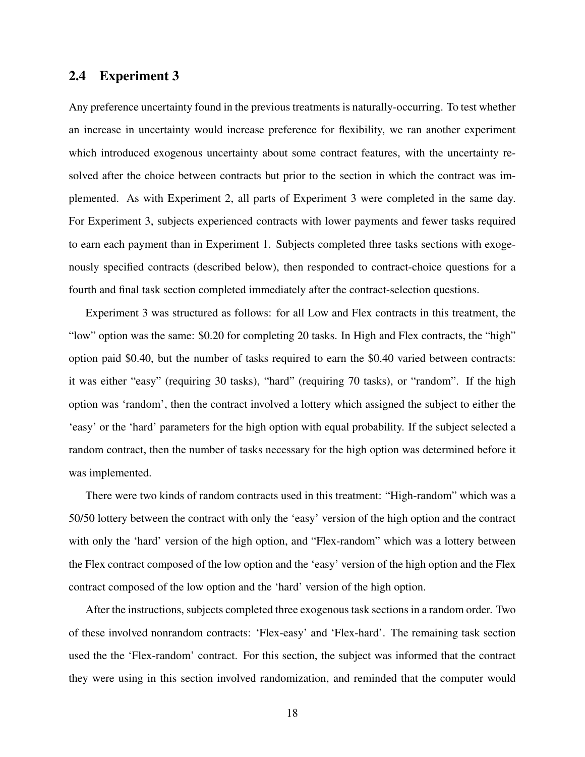### 2.4 Experiment 3

Any preference uncertainty found in the previous treatments is naturally-occurring. To test whether an increase in uncertainty would increase preference for flexibility, we ran another experiment which introduced exogenous uncertainty about some contract features, with the uncertainty resolved after the choice between contracts but prior to the section in which the contract was implemented. As with Experiment 2, all parts of Experiment 3 were completed in the same day. For Experiment 3, subjects experienced contracts with lower payments and fewer tasks required to earn each payment than in Experiment 1. Subjects completed three tasks sections with exogenously specified contracts (described below), then responded to contract-choice questions for a fourth and final task section completed immediately after the contract-selection questions.

Experiment 3 was structured as follows: for all Low and Flex contracts in this treatment, the "low" option was the same: \$0.20 for completing 20 tasks. In High and Flex contracts, the "high" option paid \$0.40, but the number of tasks required to earn the \$0.40 varied between contracts: it was either "easy" (requiring 30 tasks), "hard" (requiring 70 tasks), or "random". If the high option was 'random', then the contract involved a lottery which assigned the subject to either the 'easy' or the 'hard' parameters for the high option with equal probability. If the subject selected a random contract, then the number of tasks necessary for the high option was determined before it was implemented.

There were two kinds of random contracts used in this treatment: "High-random" which was a 50/50 lottery between the contract with only the 'easy' version of the high option and the contract with only the 'hard' version of the high option, and "Flex-random" which was a lottery between the Flex contract composed of the low option and the 'easy' version of the high option and the Flex contract composed of the low option and the 'hard' version of the high option.

After the instructions, subjects completed three exogenous task sections in a random order. Two of these involved nonrandom contracts: 'Flex-easy' and 'Flex-hard'. The remaining task section used the the 'Flex-random' contract. For this section, the subject was informed that the contract they were using in this section involved randomization, and reminded that the computer would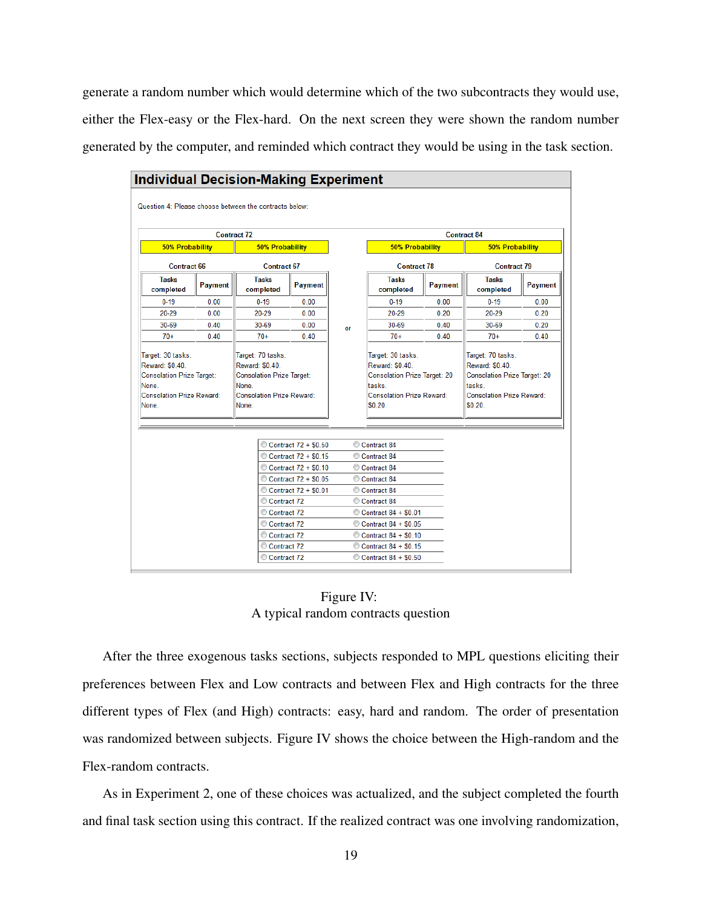generate a random number which would determine which of the two subcontracts they would use, either the Flex-easy or the Flex-hard. On the next screen they were shown the random number generated by the computer, and reminded which contract they would be using in the task section.

**Individual Decision-Making Experiment**

Question 4: Please choose between the contracts below:

| Contract 72 | | | | | Contract 84 | | | |
|---|---|---|---|---|---|---|---|---|
| 50% Probability | | 50% Probability | | | 50% Probability | | 50% Probability | |
| Contract 66 | | Contract 67 | | | Contract 78 | | Contract 79 | |
| Tasks completed | Payment | Tasks completed | Payment | | Tasks completed | Payment | Tasks completed | Payment |
| 0-19 | 0.00 | 0-19 | 0.00 | | 0-19 | 0.00 | 0-19 | 0.00 |
| 20-29 | 0.00 | 20-29 | 0.00 | | 20-29 | 0.20 | 20-29 | 0.20 |
| 30-69 | 0.40 | 30-69 | 0.00 | or | 30-69 | 0.40 | 30-69 | 0.20 |
| 70+ | 0.40 | 70+ | 0.40 | | 70+ | 0.40 | 70+ | 0.40 |
| Target: 30 tasks. Reward: $0.40. Consolation Prize Target: None. Consolation Prize Reward: None. | | Target: 70 tasks. Reward: $0.40. Consolation Prize Target: None. Consolation Prize Reward: None. | | | Target: 30 tasks. Reward: $0.40. Consolation Prize Target: 20 tasks. Consolation Prize Reward: $0.20. | | Target: 70 tasks. Reward: $0.40. Consolation Prize Target: 20 tasks. Consolation Prize Reward: $0.20. | |

| | |
|---|---|
| ◯ Contract 72 + $0.50 | ◯ Contract 84 |
| ◯ Contract 72 + $0.15 | ◯ Contract 84 |
| ◯ Contract 72 + $0.10 | ◯ Contract 84 |
| ◯ Contract 72 + $0.05 | ◯ Contract 84 |
| ◯ Contract 72 + $0.01 | ◯ Contract 84 |
| ◯ Contract 72 | ◯ Contract 84 |
| ◯ Contract 72 | ◯ Contract 84 + $0.01 |
| ◯ Contract 72 | ◯ Contract 84 + $0.05 |
| ◯ Contract 72 | ◯ Contract 84 + $0.10 |
| ◯ Contract 72 | ◯ Contract 84 + $0.15 |
| ◯ Contract 72 | ◯ Contract 84 + $0.50 |

Figure IV:
A typical random contracts question

After the three exogenous tasks sections, subjects responded to MPL questions eliciting their preferences between Flex and Low contracts and between Flex and High contracts for the three different types of Flex (and High) contracts: easy, hard and random. The order of presentation was randomized between subjects. Figure IV shows the choice between the High-random and the Flex-random contracts.

As in Experiment 2, one of these choices was actualized, and the subject completed the fourth and final task section using this contract. If the realized contract was one involving randomization,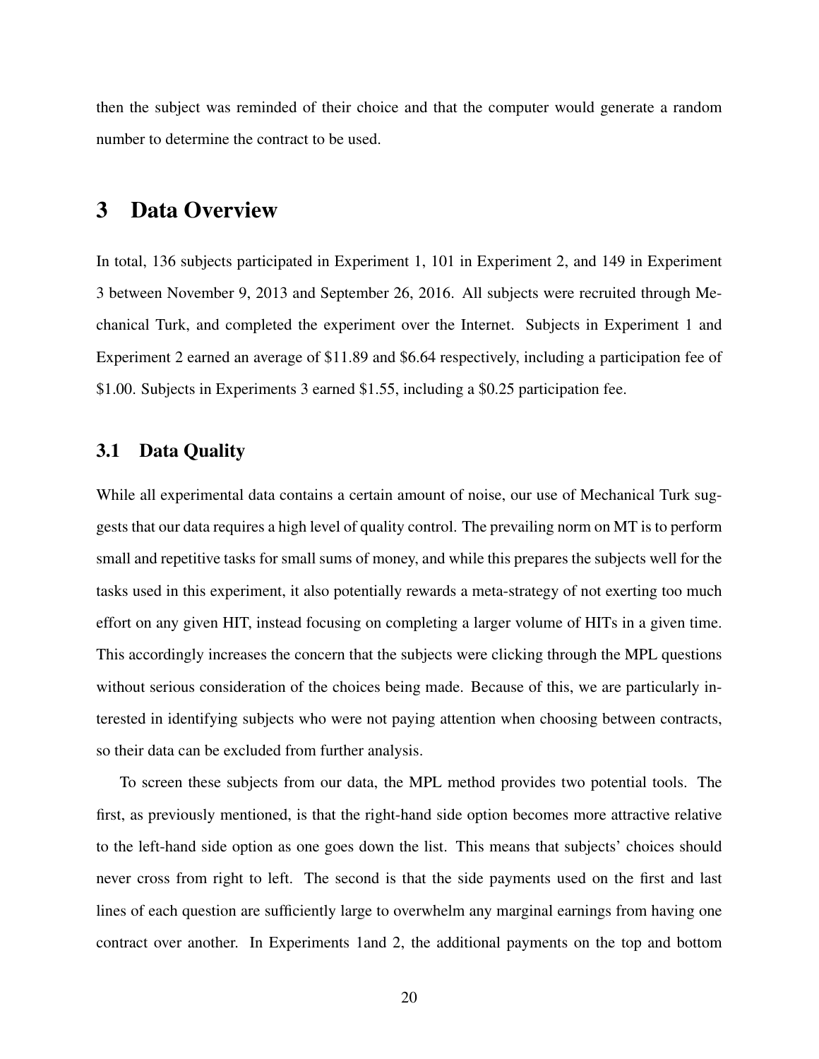then the subject was reminded of their choice and that the computer would generate a random number to determine the contract to be used.

# 3 Data Overview

In total, 136 subjects participated in Experiment 1, 101 in Experiment 2, and 149 in Experiment 3 between November 9, 2013 and September 26, 2016. All subjects were recruited through Mechanical Turk, and completed the experiment over the Internet. Subjects in Experiment 1 and Experiment 2 earned an average of $11.89 and $6.64 respectively, including a participation fee of $1.00. Subjects in Experiments 3 earned $1.55, including a $0.25 participation fee.

## 3.1 Data Quality

While all experimental data contains a certain amount of noise, our use of Mechanical Turk suggests that our data requires a high level of quality control. The prevailing norm on MT is to perform small and repetitive tasks for small sums of money, and while this prepares the subjects well for the tasks used in this experiment, it also potentially rewards a meta-strategy of not exerting too much effort on any given HIT, instead focusing on completing a larger volume of HITs in a given time. This accordingly increases the concern that the subjects were clicking through the MPL questions without serious consideration of the choices being made. Because of this, we are particularly interested in identifying subjects who were not paying attention when choosing between contracts, so their data can be excluded from further analysis.

To screen these subjects from our data, the MPL method provides two potential tools. The first, as previously mentioned, is that the right-hand side option becomes more attractive relative to the left-hand side option as one goes down the list. This means that subjects' choices should never cross from right to left. The second is that the side payments used on the first and last lines of each question are sufficiently large to overwhelm any marginal earnings from having one contract over another. In Experiments 1and 2, the additional payments on the top and bottom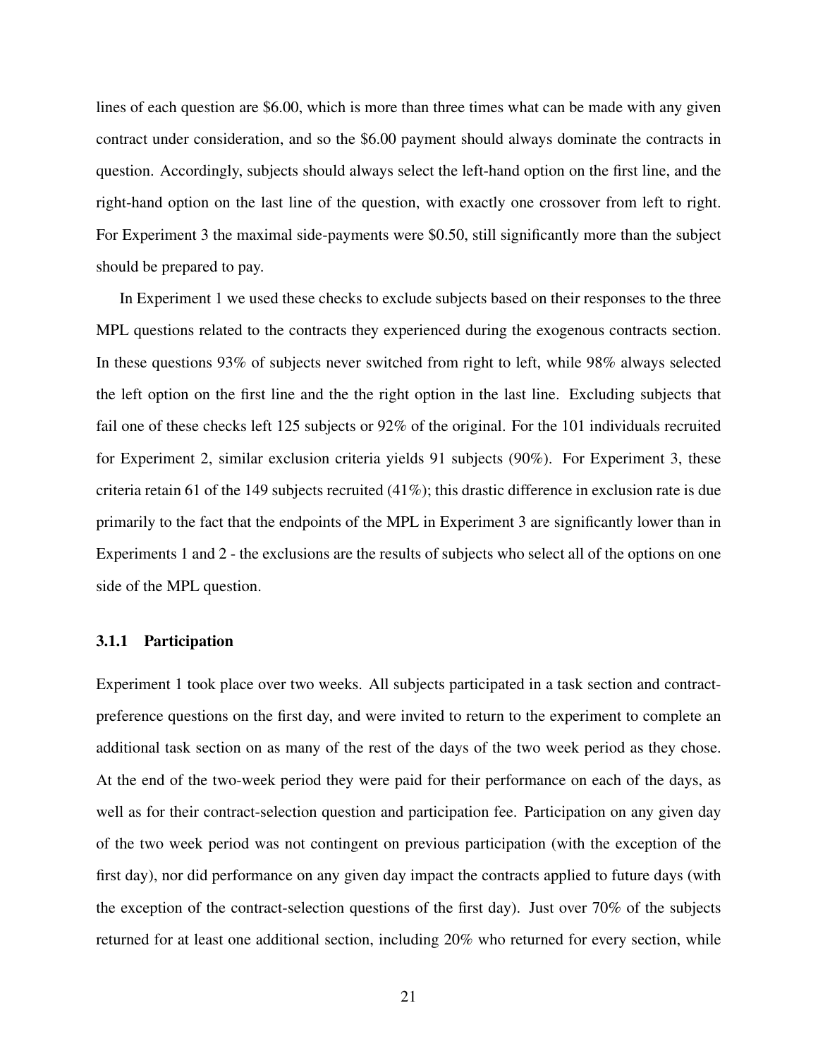lines of each question are $6.00, which is more than three times what can be made with any given contract under consideration, and so the $6.00 payment should always dominate the contracts in question. Accordingly, subjects should always select the left-hand option on the first line, and the right-hand option on the last line of the question, with exactly one crossover from left to right. For Experiment 3 the maximal side-payments were $0.50, still significantly more than the subject should be prepared to pay.

In Experiment 1 we used these checks to exclude subjects based on their responses to the three MPL questions related to the contracts they experienced during the exogenous contracts section. In these questions 93% of subjects never switched from right to left, while 98% always selected the left option on the first line and the the right option in the last line. Excluding subjects that fail one of these checks left 125 subjects or 92% of the original. For the 101 individuals recruited for Experiment 2, similar exclusion criteria yields 91 subjects (90%). For Experiment 3, these criteria retain 61 of the 149 subjects recruited (41%); this drastic difference in exclusion rate is due primarily to the fact that the endpoints of the MPL in Experiment 3 are significantly lower than in Experiments 1 and 2 - the exclusions are the results of subjects who select all of the options on one side of the MPL question.

### 3.1.1 Participation

Experiment 1 took place over two weeks. All subjects participated in a task section and contract-preference questions on the first day, and were invited to return to the experiment to complete an additional task section on as many of the rest of the days of the two week period as they chose. At the end of the two-week period they were paid for their performance on each of the days, as well as for their contract-selection question and participation fee. Participation on any given day of the two week period was not contingent on previous participation (with the exception of the first day), nor did performance on any given day impact the contracts applied to future days (with the exception of the contract-selection questions of the first day). Just over 70% of the subjects returned for at least one additional section, including 20% who returned for every section, while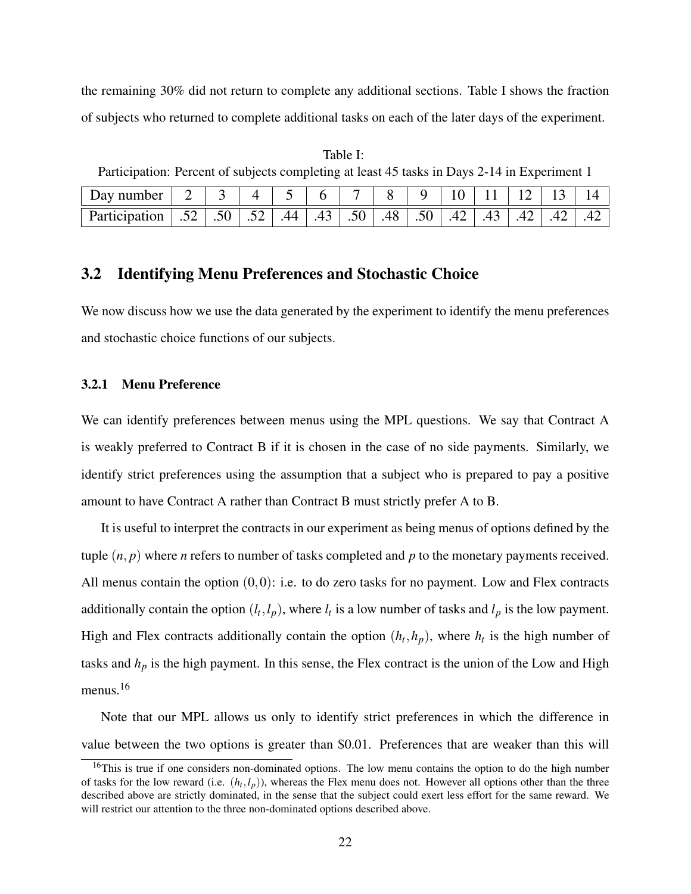the remaining 30% did not return to complete any additional sections. Table I shows the fraction of subjects who returned to complete additional tasks on each of the later days of the experiment.

Table I:
Participation: Percent of subjects completing at least 45 tasks in Days 2-14 in Experiment 1

| Day number | 2 | 3 | 4 | 5 | 6 | 7 | 8 | 9 | 10 | 11 | 12 | 13 | 14 |
|---|---|---|---|---|---|---|---|---|---|---|---|---|---|
| Participation | .52 | .50 | .52 | .44 | .43 | .50 | .48 | .50 | .42 | .43 | .42 | .42 | .42 |

## 3.2 Identifying Menu Preferences and Stochastic Choice

We now discuss how we use the data generated by the experiment to identify the menu preferences and stochastic choice functions of our subjects.

### 3.2.1 Menu Preference

We can identify preferences between menus using the MPL questions. We say that Contract A is weakly preferred to Contract B if it is chosen in the case of no side payments. Similarly, we identify strict preferences using the assumption that a subject who is prepared to pay a positive amount to have Contract A rather than Contract B must strictly prefer A to B.

It is useful to interpret the contracts in our experiment as being menus of options defined by the tuple $(n, p)$ where $n$ refers to number of tasks completed and $p$ to the monetary payments received. All menus contain the option $(0,0)$: i.e. to do zero tasks for no payment. Low and Flex contracts additionally contain the option $(l_t, l_p)$, where $l_t$ is a low number of tasks and $l_p$ is the low payment. High and Flex contracts additionally contain the option $(h_t, h_p)$, where $h_t$ is the high number of tasks and $h_p$ is the high payment. In this sense, the Flex contract is the union of the Low and High menus.[16]

Note that our MPL allows us only to identify strict preferences in which the difference in value between the two options is greater than \$0.01. Preferences that are weaker than this will

[16]This is true if one considers non-dominated options. The low menu contains the option to do the high number of tasks for the low reward (i.e. $(h_t, l_p)$), whereas the Flex menu does not. However all options other than the three described above are strictly dominated, in the sense that the subject could exert less effort for the same reward. We will restrict our attention to the three non-dominated options described above.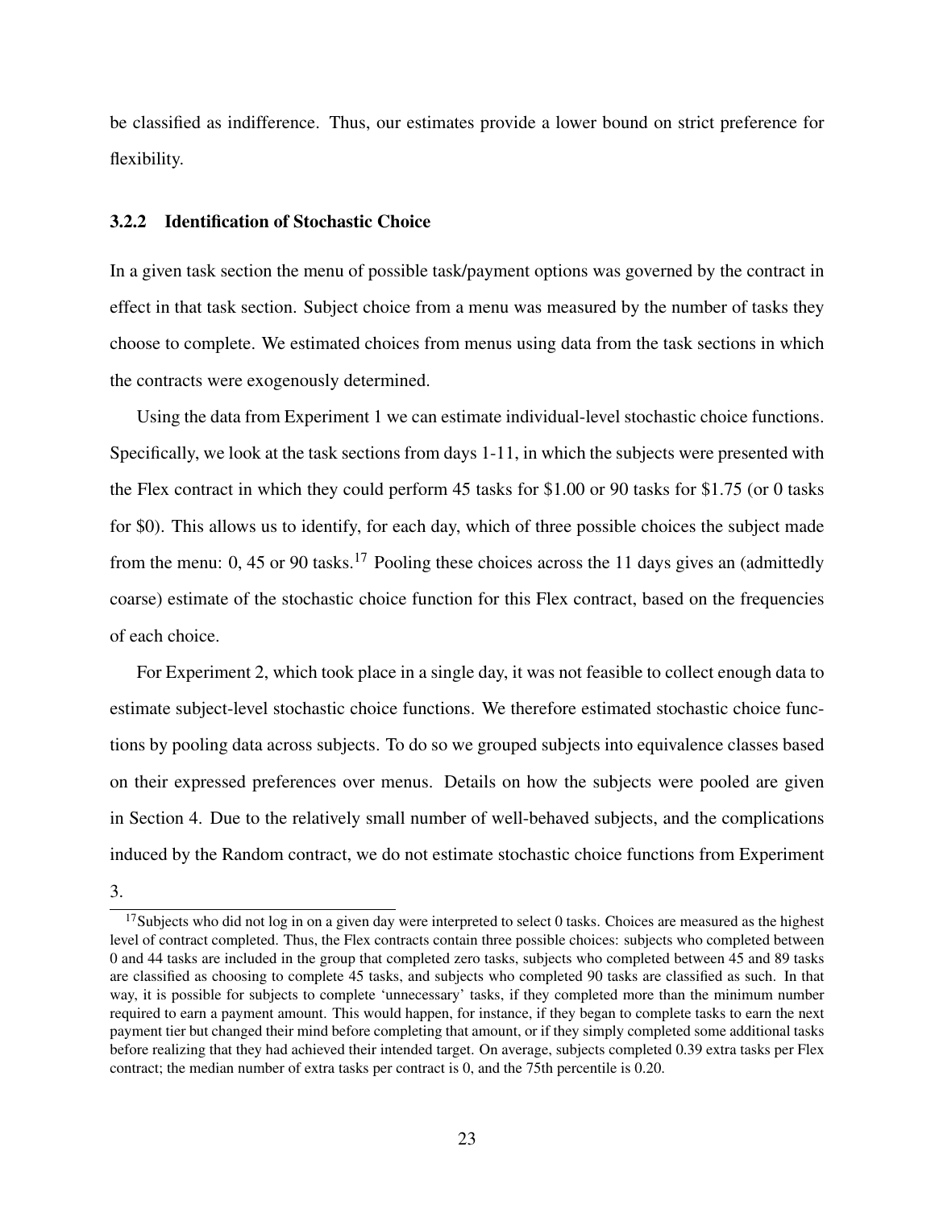be classified as indifference. Thus, our estimates provide a lower bound on strict preference for flexibility.

### 3.2.2 Identification of Stochastic Choice

In a given task section the menu of possible task/payment options was governed by the contract in effect in that task section. Subject choice from a menu was measured by the number of tasks they choose to complete. We estimated choices from menus using data from the task sections in which the contracts were exogenously determined.

Using the data from Experiment 1 we can estimate individual-level stochastic choice functions. Specifically, we look at the task sections from days 1-11, in which the subjects were presented with the Flex contract in which they could perform 45 tasks for $1.00 or 90 tasks for $1.75 (or 0 tasks for $0). This allows us to identify, for each day, which of three possible choices the subject made from the menu: 0, 45 or 90 tasks.[17] Pooling these choices across the 11 days gives an (admittedly coarse) estimate of the stochastic choice function for this Flex contract, based on the frequencies of each choice.

For Experiment 2, which took place in a single day, it was not feasible to collect enough data to estimate subject-level stochastic choice functions. We therefore estimated stochastic choice functions by pooling data across subjects. To do so we grouped subjects into equivalence classes based on their expressed preferences over menus. Details on how the subjects were pooled are given in Section 4. Due to the relatively small number of well-behaved subjects, and the complications induced by the Random contract, we do not estimate stochastic choice functions from Experiment 3.

[17] Subjects who did not log in on a given day were interpreted to select 0 tasks. Choices are measured as the highest level of contract completed. Thus, the Flex contracts contain three possible choices: subjects who completed between 0 and 44 tasks are included in the group that completed zero tasks, subjects who completed between 45 and 89 tasks are classified as choosing to complete 45 tasks, and subjects who completed 90 tasks are classified as such. In that way, it is possible for subjects to complete 'unnecessary' tasks, if they completed more than the minimum number required to earn a payment amount. This would happen, for instance, if they began to complete tasks to earn the next payment tier but changed their mind before completing that amount, or if they simply completed some additional tasks before realizing that they had achieved their intended target. On average, subjects completed 0.39 extra tasks per Flex contract; the median number of extra tasks per contract is 0, and the 75th percentile is 0.20.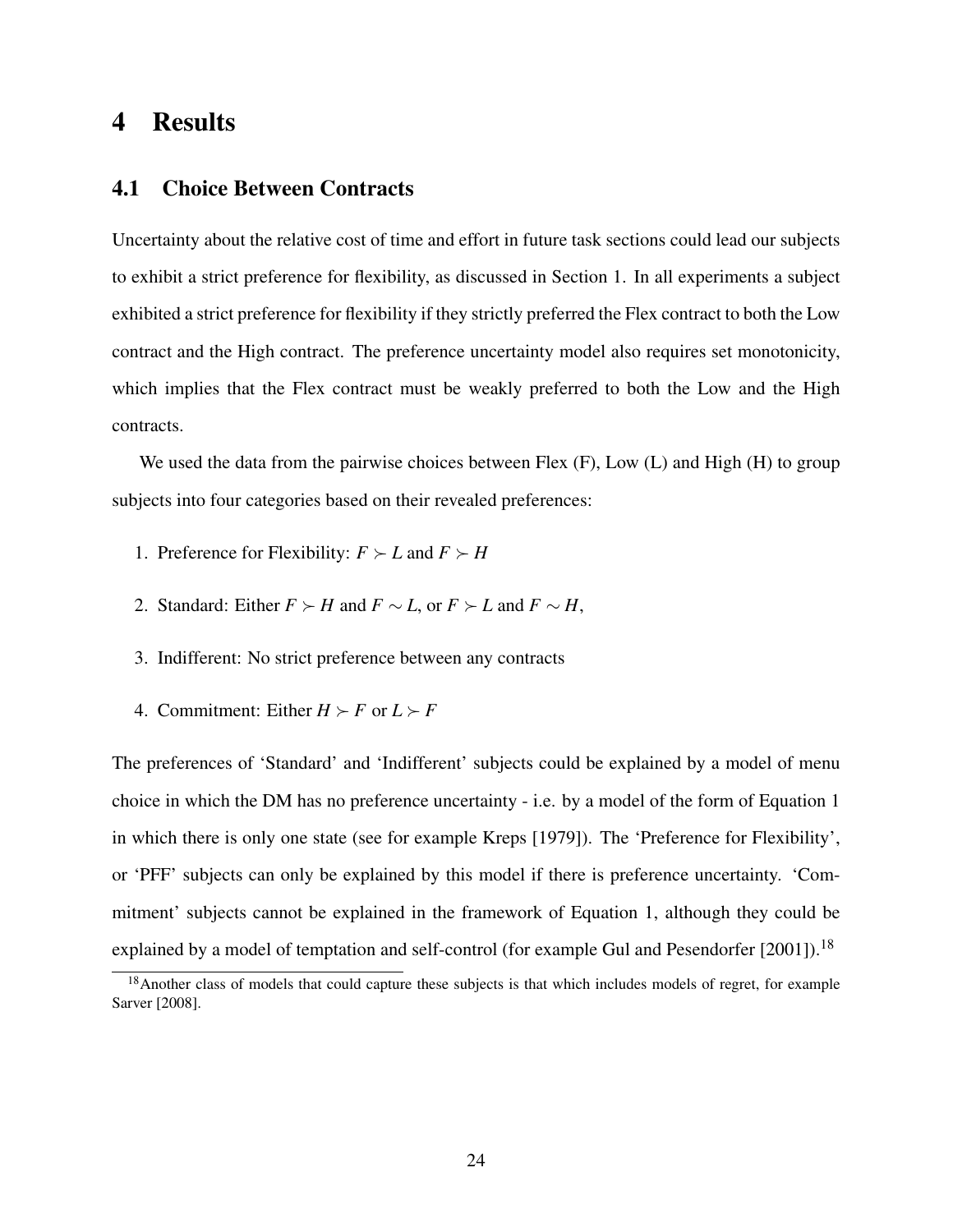# 4 Results

## 4.1 Choice Between Contracts

Uncertainty about the relative cost of time and effort in future task sections could lead our subjects to exhibit a strict preference for flexibility, as discussed in Section 1. In all experiments a subject exhibited a strict preference for flexibility if they strictly preferred the Flex contract to both the Low contract and the High contract. The preference uncertainty model also requires set monotonicity, which implies that the Flex contract must be weakly preferred to both the Low and the High contracts.

We used the data from the pairwise choices between Flex (F), Low (L) and High (H) to group subjects into four categories based on their revealed preferences:

1. Preference for Flexibility: $F \succ L$ and $F \succ H$
2. Standard: Either $F \succ H$ and $F \sim L$, or $F \succ L$ and $F \sim H$,
3. Indifferent: No strict preference between any contracts
4. Commitment: Either $H \succ F$ or $L \succ F$

The preferences of 'Standard' and 'Indifferent' subjects could be explained by a model of menu choice in which the DM has no preference uncertainty - i.e. by a model of the form of Equation 1 in which there is only one state (see for example Kreps [1979]). The 'Preference for Flexibility', or 'PFF' subjects can only be explained by this model if there is preference uncertainty. 'Commitment' subjects cannot be explained in the framework of Equation 1, although they could be explained by a model of temptation and self-control (for example Gul and Pesendorfer [2001]).[18]

[18] Another class of models that could capture these subjects is that which includes models of regret, for example Sarver [2008].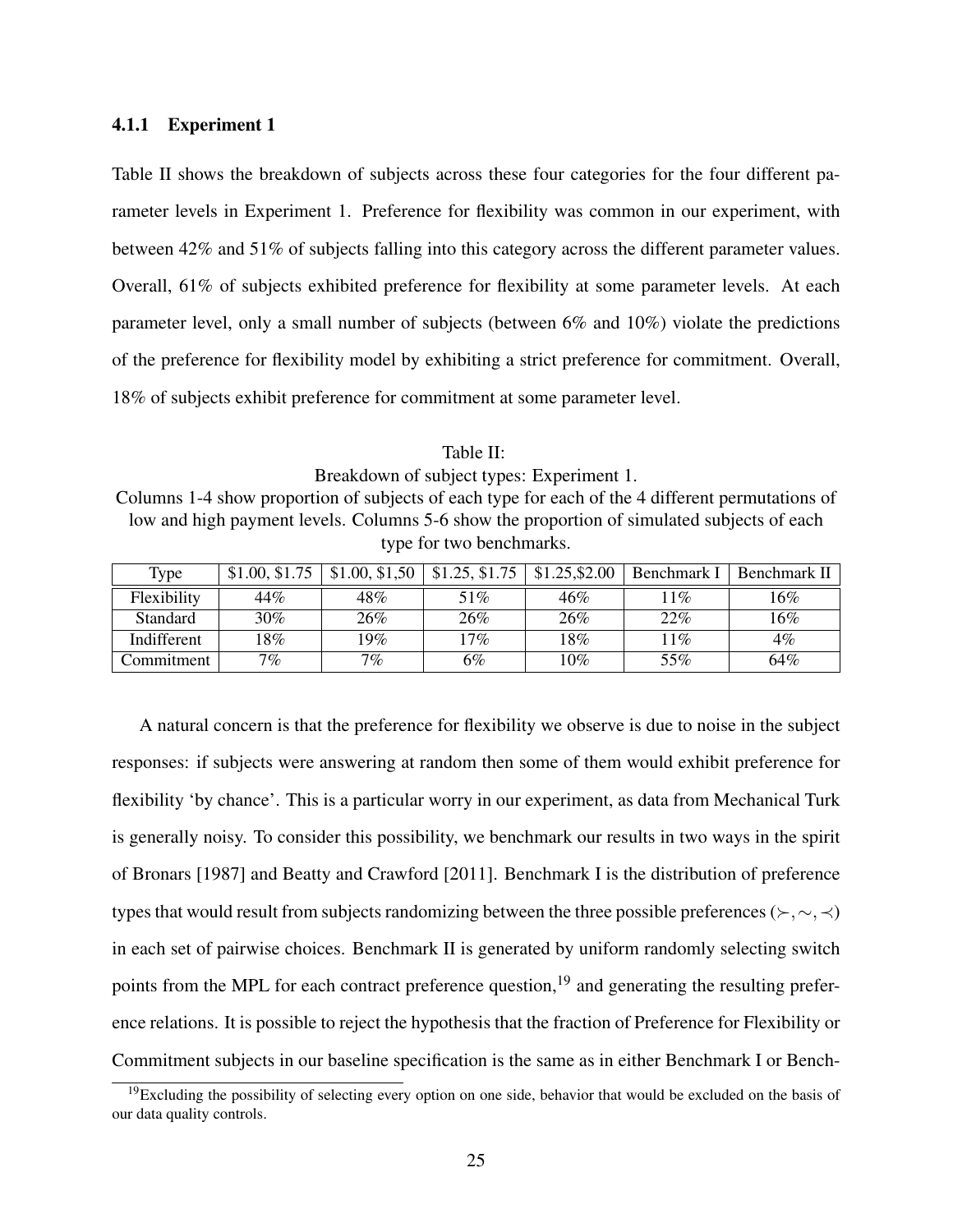### 4.1.1 Experiment 1

Table II shows the breakdown of subjects across these four categories for the four different parameter levels in Experiment 1. Preference for flexibility was common in our experiment, with between 42% and 51% of subjects falling into this category across the different parameter values. Overall, 61% of subjects exhibited preference for flexibility at some parameter levels. At each parameter level, only a small number of subjects (between 6% and 10%) violate the predictions of the preference for flexibility model by exhibiting a strict preference for commitment. Overall, 18% of subjects exhibit preference for commitment at some parameter level.

Table II:
Breakdown of subject types: Experiment 1.
Columns 1-4 show proportion of subjects of each type for each of the 4 different permutations of low and high payment levels. Columns 5-6 show the proportion of simulated subjects of each type for two benchmarks.

| Type | \$1.00, \$1.75 | \$1.00, \$1,50 | \$1.25, \$1.75 | \$1.25,\$2.00 | Benchmark I | Benchmark II |
|---|---|---|---|---|---|---|
| Flexibility | 44% | 48% | 51% | 46% | 11% | 16% |
| Standard | 30% | 26% | 26% | 26% | 22% | 16% |
| Indifferent | 18% | 19% | 17% | 18% | 11% | 4% |
| Commitment | 7% | 7% | 6% | 10% | 55% | 64% |

A natural concern is that the preference for flexibility we observe is due to noise in the subject responses: if subjects were answering at random then some of them would exhibit preference for flexibility 'by chance'. This is a particular worry in our experiment, as data from Mechanical Turk is generally noisy. To consider this possibility, we benchmark our results in two ways in the spirit of Bronars [1987] and Beatty and Crawford [2011]. Benchmark I is the distribution of preference types that would result from subjects randomizing between the three possible preferences ($\succ, \sim, \prec$) in each set of pairwise choices. Benchmark II is generated by uniform randomly selecting switch points from the MPL for each contract preference question,[19] and generating the resulting preference relations. It is possible to reject the hypothesis that the fraction of Preference for Flexibility or Commitment subjects in our baseline specification is the same as in either Benchmark I or Bench-

[19] Excluding the possibility of selecting every option on one side, behavior that would be excluded on the basis of our data quality controls.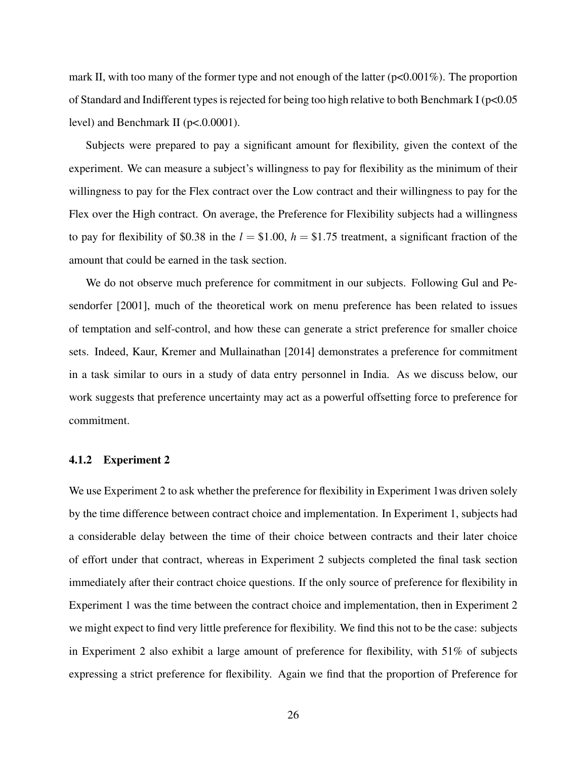mark II, with too many of the former type and not enough of the latter ($p<0.001\%$). The proportion of Standard and Indifferent types is rejected for being too high relative to both Benchmark I ($p<0.05$ level) and Benchmark II ($p<.0.0001$).

Subjects were prepared to pay a significant amount for flexibility, given the context of the experiment. We can measure a subject's willingness to pay for flexibility as the minimum of their willingness to pay for the Flex contract over the Low contract and their willingness to pay for the Flex over the High contract. On average, the Preference for Flexibility subjects had a willingness to pay for flexibility of \$0.38 in the $l = \$1.00$, $h = \$1.75$ treatment, a significant fraction of the amount that could be earned in the task section.

We do not observe much preference for commitment in our subjects. Following Gul and Pesendorfer [2001], much of the theoretical work on menu preference has been related to issues of temptation and self-control, and how these can generate a strict preference for smaller choice sets. Indeed, Kaur, Kremer and Mullainathan [2014] demonstrates a preference for commitment in a task similar to ours in a study of data entry personnel in India. As we discuss below, our work suggests that preference uncertainty may act as a powerful offsetting force to preference for commitment.

### 4.1.2 Experiment 2

We use Experiment 2 to ask whether the preference for flexibility in Experiment 1was driven solely by the time difference between contract choice and implementation. In Experiment 1, subjects had a considerable delay between the time of their choice between contracts and their later choice of effort under that contract, whereas in Experiment 2 subjects completed the final task section immediately after their contract choice questions. If the only source of preference for flexibility in Experiment 1 was the time between the contract choice and implementation, then in Experiment 2 we might expect to find very little preference for flexibility. We find this not to be the case: subjects in Experiment 2 also exhibit a large amount of preference for flexibility, with 51% of subjects expressing a strict preference for flexibility. Again we find that the proportion of Preference for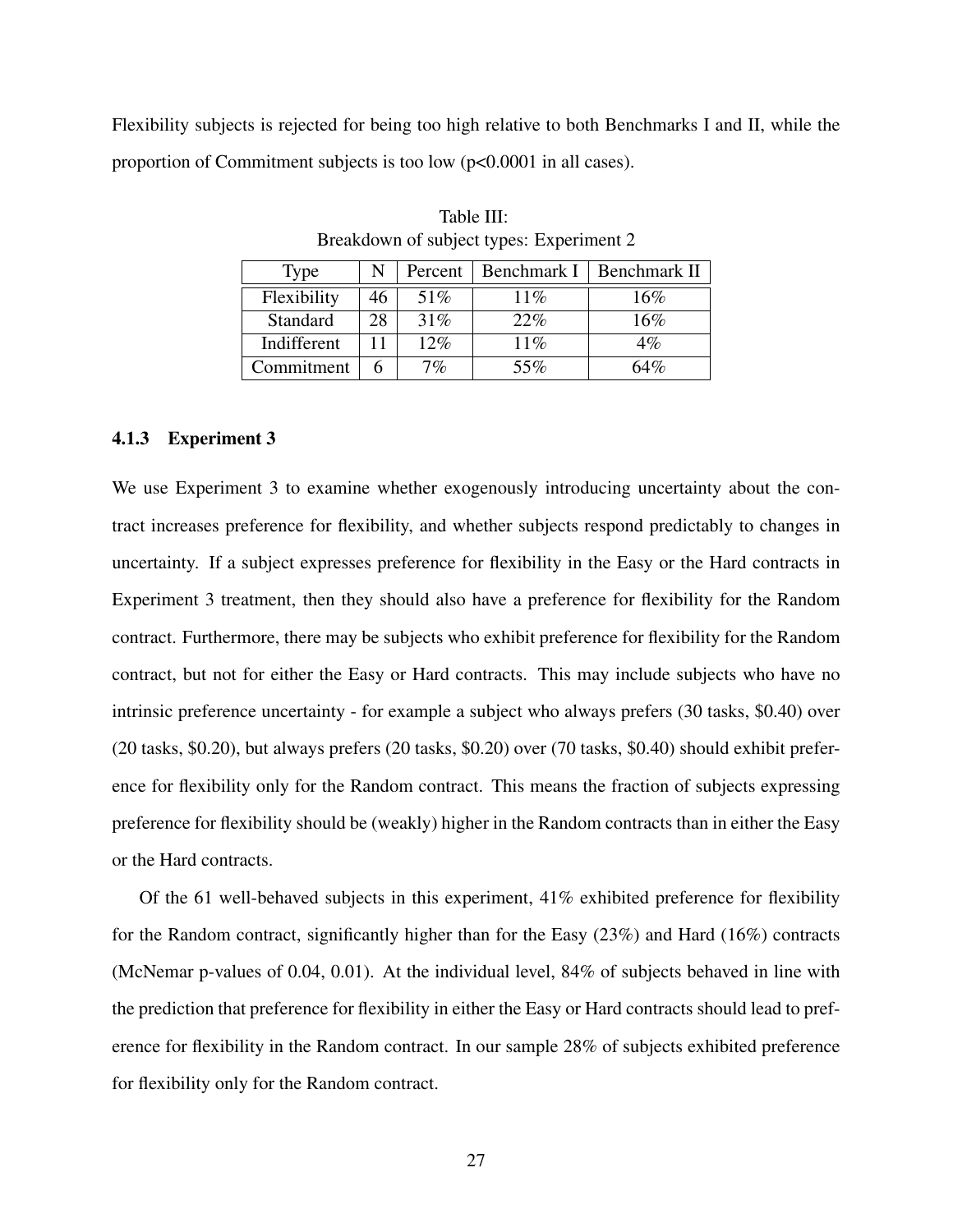Flexibility subjects is rejected for being too high relative to both Benchmarks I and II, while the proportion of Commitment subjects is too low ($p<0.0001$ in all cases).

Table III:
Breakdown of subject types: Experiment 2

| Type | N | Percent | Benchmark I | Benchmark II |
|---|---|---|---|---|
| Flexibility | 46 | 51% | 11% | 16% |
| Standard | 28 | 31% | 22% | 16% |
| Indifferent | 11 | 12% | 11% | 4% |
| Commitment | 6 | 7% | 55% | 64% |

### 4.1.3 Experiment 3

We use Experiment 3 to examine whether exogenously introducing uncertainty about the contract increases preference for flexibility, and whether subjects respond predictably to changes in uncertainty. If a subject expresses preference for flexibility in the Easy or the Hard contracts in Experiment 3 treatment, then they should also have a preference for flexibility for the Random contract. Furthermore, there may be subjects who exhibit preference for flexibility for the Random contract, but not for either the Easy or Hard contracts. This may include subjects who have no intrinsic preference uncertainty - for example a subject who always prefers (30 tasks, \$0.40) over (20 tasks, \$0.20), but always prefers (20 tasks, \$0.20) over (70 tasks, \$0.40) should exhibit preference for flexibility only for the Random contract. This means the fraction of subjects expressing preference for flexibility should be (weakly) higher in the Random contracts than in either the Easy or the Hard contracts.

Of the 61 well-behaved subjects in this experiment, 41% exhibited preference for flexibility for the Random contract, significantly higher than for the Easy (23%) and Hard (16%) contracts (McNemar p-values of 0.04, 0.01). At the individual level, 84% of subjects behaved in line with the prediction that preference for flexibility in either the Easy or Hard contracts should lead to preference for flexibility in the Random contract. In our sample 28% of subjects exhibited preference for flexibility only for the Random contract.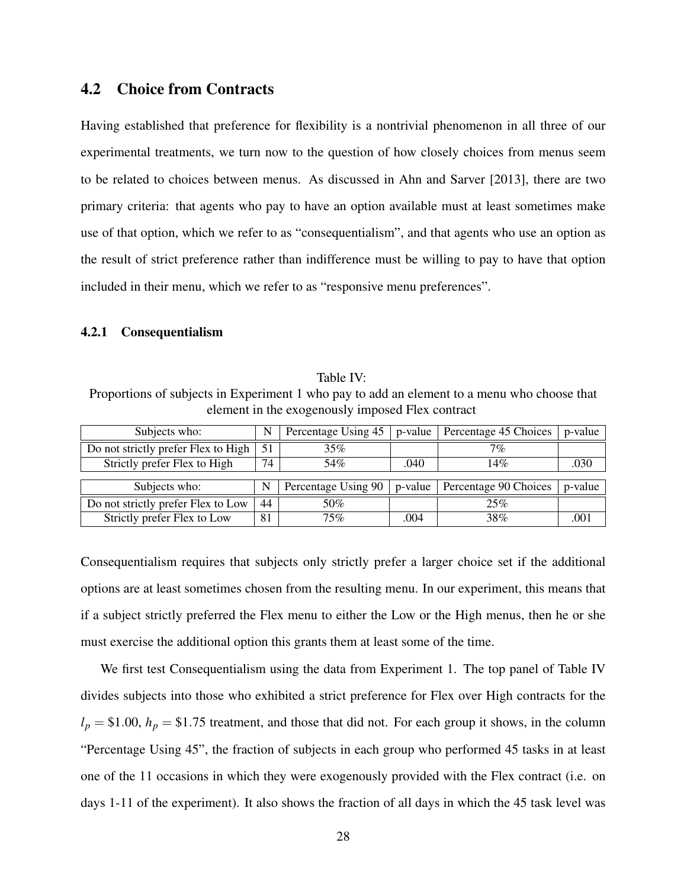## 4.2 Choice from Contracts

Having established that preference for flexibility is a nontrivial phenomenon in all three of our experimental treatments, we turn now to the question of how closely choices from menus seem to be related to choices between menus. As discussed in Ahn and Sarver [2013], there are two primary criteria: that agents who pay to have an option available must at least sometimes make use of that option, which we refer to as "consequentialism", and that agents who use an option as the result of strict preference rather than indifference must be willing to pay to have that option included in their menu, which we refer to as "responsive menu preferences".

### 4.2.1 Consequentialism

Table IV:
Proportions of subjects in Experiment 1 who pay to add an element to a menu who choose that element in the exogenously imposed Flex contract

| Subjects who: | N | Percentage Using 45 | p-value | Percentage 45 Choices | p-value |
|---|---|---|---|---|---|
| Do not strictly prefer Flex to High | 51 | 35% | | 7% | |
| Strictly prefer Flex to High | 74 | 54% | .040 | 14% | .030 |
| **Subjects who:** | **N** | **Percentage Using 90** | **p-value** | **Percentage 90 Choices** | **p-value** |
| Do not strictly prefer Flex to Low | 44 | 50% | | 25% | |
| Strictly prefer Flex to Low | 81 | 75% | .004 | 38% | .001 |

Consequentialism requires that subjects only strictly prefer a larger choice set if the additional options are at least sometimes chosen from the resulting menu. In our experiment, this means that if a subject strictly preferred the Flex menu to either the Low or the High menus, then he or she must exercise the additional option this grants them at least some of the time.

We first test Consequentialism using the data from Experiment 1. The top panel of Table IV divides subjects into those who exhibited a strict preference for Flex over High contracts for the $l_p = \$1.00$, $h_p = \$1.75$ treatment, and those that did not. For each group it shows, in the column "Percentage Using 45", the fraction of subjects in each group who performed 45 tasks in at least one of the 11 occasions in which they were exogenously provided with the Flex contract (i.e. on days 1-11 of the experiment). It also shows the fraction of all days in which the 45 task level was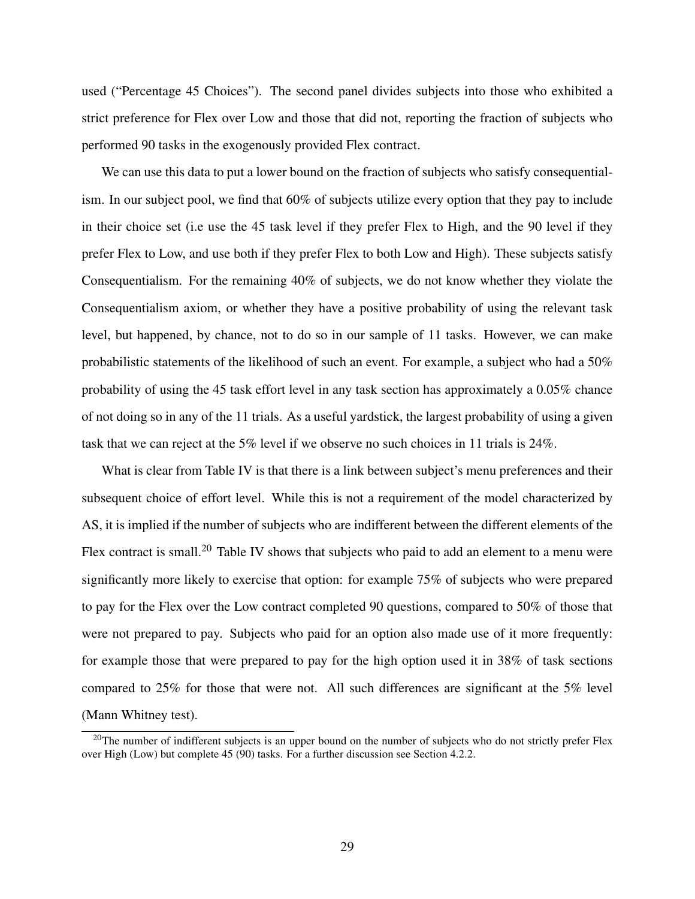used ("Percentage 45 Choices"). The second panel divides subjects into those who exhibited a strict preference for Flex over Low and those that did not, reporting the fraction of subjects who performed 90 tasks in the exogenously provided Flex contract.

We can use this data to put a lower bound on the fraction of subjects who satisfy consequentialism. In our subject pool, we find that 60% of subjects utilize every option that they pay to include in their choice set (i.e use the 45 task level if they prefer Flex to High, and the 90 level if they prefer Flex to Low, and use both if they prefer Flex to both Low and High). These subjects satisfy Consequentialism. For the remaining 40% of subjects, we do not know whether they violate the Consequentialism axiom, or whether they have a positive probability of using the relevant task level, but happened, by chance, not to do so in our sample of 11 tasks. However, we can make probabilistic statements of the likelihood of such an event. For example, a subject who had a 50% probability of using the 45 task effort level in any task section has approximately a 0.05% chance of not doing so in any of the 11 trials. As a useful yardstick, the largest probability of using a given task that we can reject at the 5% level if we observe no such choices in 11 trials is 24%.

What is clear from Table IV is that there is a link between subject's menu preferences and their subsequent choice of effort level. While this is not a requirement of the model characterized by AS, it is implied if the number of subjects who are indifferent between the different elements of the Flex contract is small.[20] Table IV shows that subjects who paid to add an element to a menu were significantly more likely to exercise that option: for example 75% of subjects who were prepared to pay for the Flex over the Low contract completed 90 questions, compared to 50% of those that were not prepared to pay. Subjects who paid for an option also made use of it more frequently: for example those that were prepared to pay for the high option used it in 38% of task sections compared to 25% for those that were not. All such differences are significant at the 5% level (Mann Whitney test).

[20]The number of indifferent subjects is an upper bound on the number of subjects who do not strictly prefer Flex over High (Low) but complete 45 (90) tasks. For a further discussion see Section 4.2.2.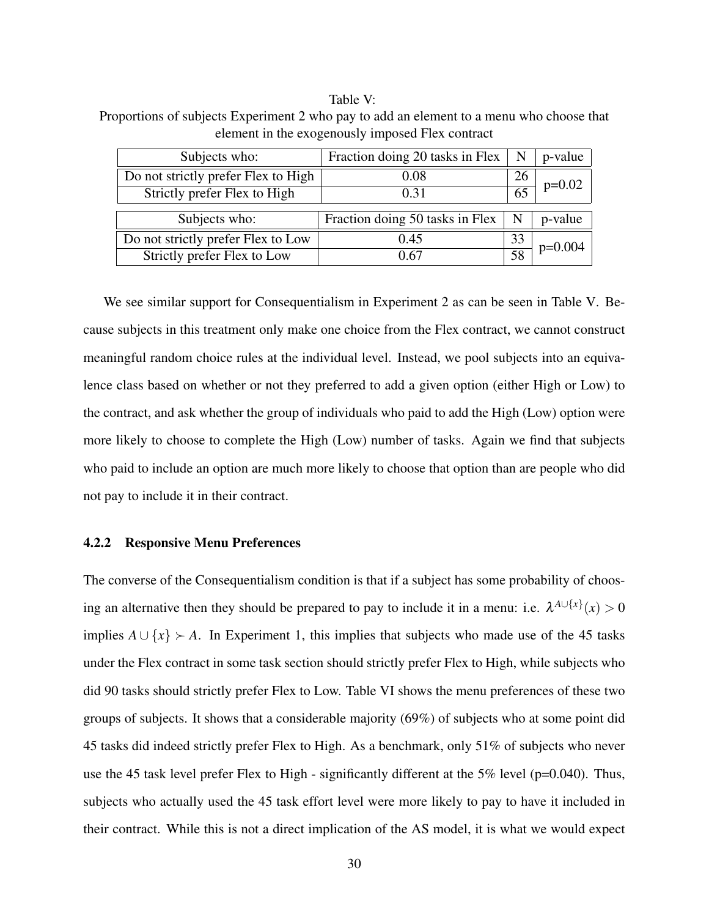Table V:
Proportions of subjects Experiment 2 who pay to add an element to a menu who choose that element in the exogenously imposed Flex contract

| Subjects who: | Fraction doing 20 tasks in Flex | N | p-value |
|---|---|---|---|
| Do not strictly prefer Flex to High | 0.08 | 26 | p=0.02 |
| Strictly prefer Flex to High | 0.31 | 65 | |

| Subjects who: | Fraction doing 50 tasks in Flex | N | p-value |
|---|---|---|---|
| Do not strictly prefer Flex to Low | 0.45 | 33 | p=0.004 |
| Strictly prefer Flex to Low | 0.67 | 58 | |

We see similar support for Consequentialism in Experiment 2 as can be seen in Table V. Because subjects in this treatment only make one choice from the Flex contract, we cannot construct meaningful random choice rules at the individual level. Instead, we pool subjects into an equivalence class based on whether or not they preferred to add a given option (either High or Low) to the contract, and ask whether the group of individuals who paid to add the High (Low) option were more likely to choose to complete the High (Low) number of tasks. Again we find that subjects who paid to include an option are much more likely to choose that option than are people who did not pay to include it in their contract.

### 4.2.2 Responsive Menu Preferences

The converse of the Consequentialism condition is that if a subject has some probability of choosing an alternative then they should be prepared to pay to include it in a menu: i.e. $\lambda^{A\cup\{x\}}(x) > 0$ implies $A \cup \{x\} \succ A$. In Experiment 1, this implies that subjects who made use of the 45 tasks under the Flex contract in some task section should strictly prefer Flex to High, while subjects who did 90 tasks should strictly prefer Flex to Low. Table VI shows the menu preferences of these two groups of subjects. It shows that a considerable majority (69%) of subjects who at some point did 45 tasks did indeed strictly prefer Flex to High. As a benchmark, only 51% of subjects who never use the 45 task level prefer Flex to High - significantly different at the 5% level (p=0.040). Thus, subjects who actually used the 45 task effort level were more likely to pay to have it included in their contract. While this is not a direct implication of the AS model, it is what we would expect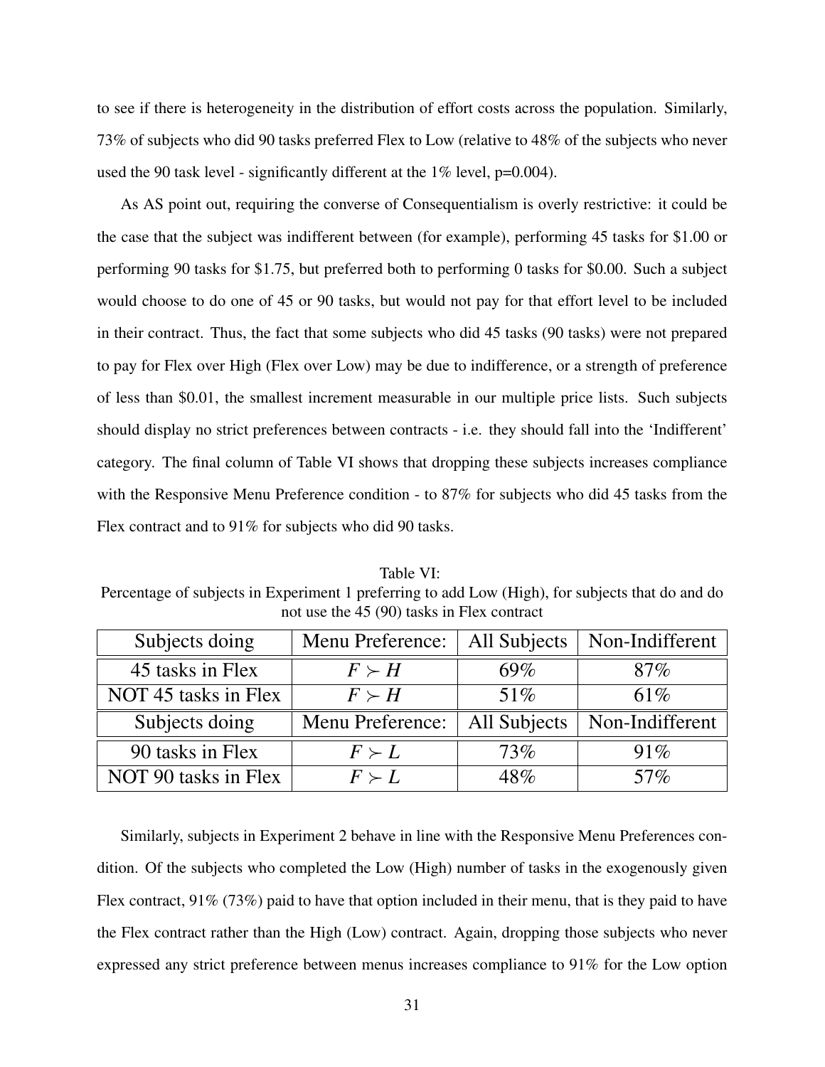to see if there is heterogeneity in the distribution of effort costs across the population. Similarly, 73% of subjects who did 90 tasks preferred Flex to Low (relative to 48% of the subjects who never used the 90 task level - significantly different at the 1% level, p=0.004).

As AS point out, requiring the converse of Consequentialism is overly restrictive: it could be the case that the subject was indifferent between (for example), performing 45 tasks for $1.00 or performing 90 tasks for $1.75, but preferred both to performing 0 tasks for $0.00. Such a subject would choose to do one of 45 or 90 tasks, but would not pay for that effort level to be included in their contract. Thus, the fact that some subjects who did 45 tasks (90 tasks) were not prepared to pay for Flex over High (Flex over Low) may be due to indifference, or a strength of preference of less than $0.01, the smallest increment measurable in our multiple price lists. Such subjects should display no strict preferences between contracts - i.e. they should fall into the 'Indifferent' category. The final column of Table VI shows that dropping these subjects increases compliance with the Responsive Menu Preference condition - to 87% for subjects who did 45 tasks from the Flex contract and to 91% for subjects who did 90 tasks.

Table VI:
Percentage of subjects in Experiment 1 preferring to add Low (High), for subjects that do and do not use the 45 (90) tasks in Flex contract

| Subjects doing | Menu Preference: | All Subjects | Non-Indifferent |
|---|---|---|---|
| 45 tasks in Flex | $F \succ H$ | 69% | 87% |
| NOT 45 tasks in Flex | $F \succ H$ | 51% | 61% |
| Subjects doing | Menu Preference: | All Subjects | Non-Indifferent |
| 90 tasks in Flex | $F \succ L$ | 73% | 91% |
| NOT 90 tasks in Flex | $F \succ L$ | 48% | 57% |

Similarly, subjects in Experiment 2 behave in line with the Responsive Menu Preferences condition. Of the subjects who completed the Low (High) number of tasks in the exogenously given Flex contract, 91% (73%) paid to have that option included in their menu, that is they paid to have the Flex contract rather than the High (Low) contract. Again, dropping those subjects who never expressed any strict preference between menus increases compliance to 91% for the Low option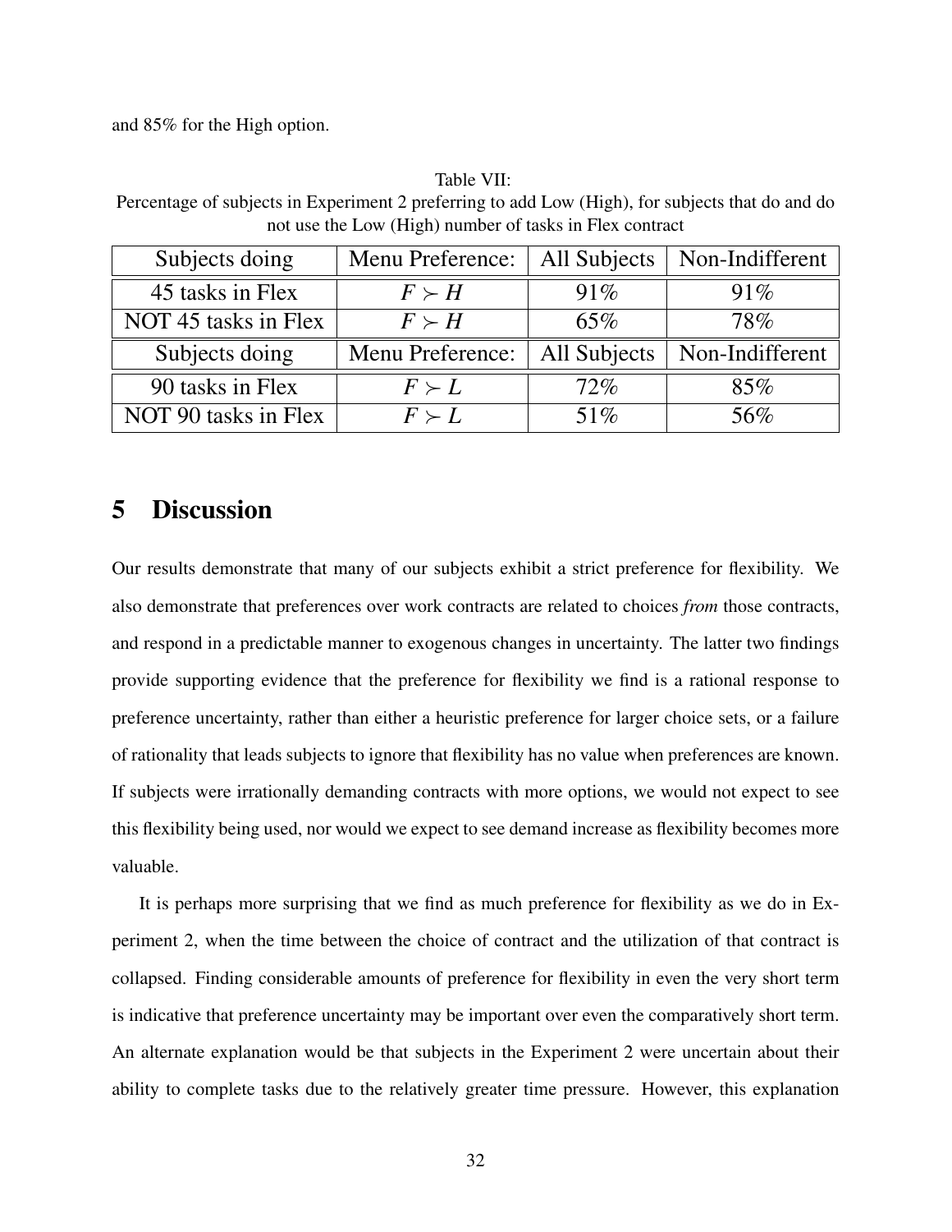and 85% for the High option.

Table VII:
Percentage of subjects in Experiment 2 preferring to add Low (High), for subjects that do and do not use the Low (High) number of tasks in Flex contract

| Subjects doing | Menu Preference: | All Subjects | Non-Indifferent |
|---|---|---|---|
| 45 tasks in Flex | $F \succ H$ | 91% | 91% |
| NOT 45 tasks in Flex | $F \succ H$ | 65% | 78% |
| Subjects doing | Menu Preference: | All Subjects | Non-Indifferent |
| 90 tasks in Flex | $F \succ L$ | 72% | 85% |
| NOT 90 tasks in Flex | $F \succ L$ | 51% | 56% |

# 5 Discussion

Our results demonstrate that many of our subjects exhibit a strict preference for flexibility. We also demonstrate that preferences over work contracts are related to choices *from* those contracts, and respond in a predictable manner to exogenous changes in uncertainty. The latter two findings provide supporting evidence that the preference for flexibility we find is a rational response to preference uncertainty, rather than either a heuristic preference for larger choice sets, or a failure of rationality that leads subjects to ignore that flexibility has no value when preferences are known. If subjects were irrationally demanding contracts with more options, we would not expect to see this flexibility being used, nor would we expect to see demand increase as flexibility becomes more valuable.

It is perhaps more surprising that we find as much preference for flexibility as we do in Experiment 2, when the time between the choice of contract and the utilization of that contract is collapsed. Finding considerable amounts of preference for flexibility in even the very short term is indicative that preference uncertainty may be important over even the comparatively short term. An alternate explanation would be that subjects in the Experiment 2 were uncertain about their ability to complete tasks due to the relatively greater time pressure. However, this explanation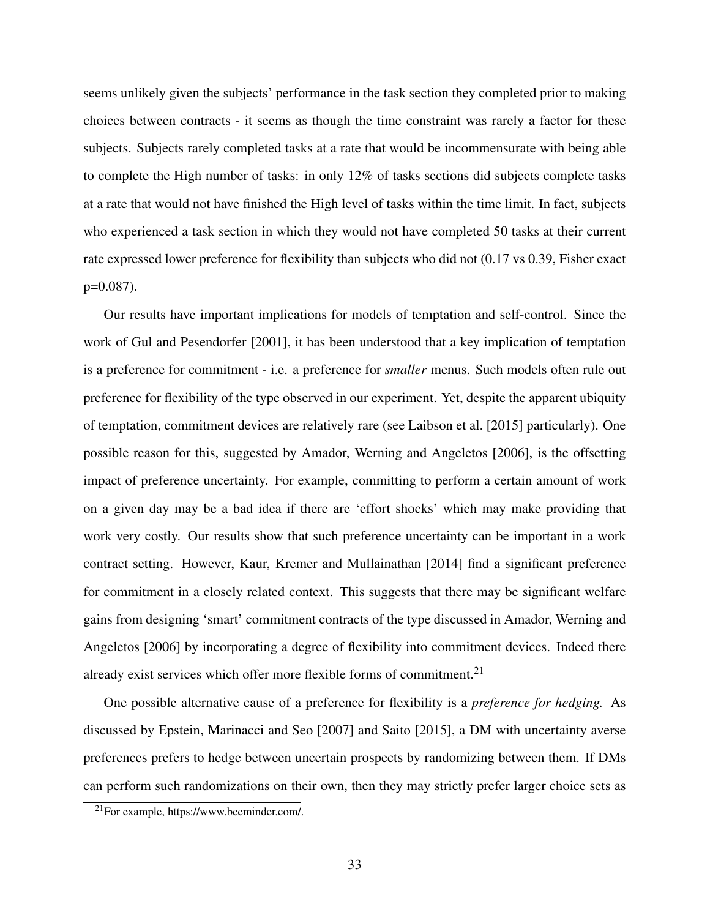seems unlikely given the subjects' performance in the task section they completed prior to making choices between contracts - it seems as though the time constraint was rarely a factor for these subjects. Subjects rarely completed tasks at a rate that would be incommensurate with being able to complete the High number of tasks: in only 12% of tasks sections did subjects complete tasks at a rate that would not have finished the High level of tasks within the time limit. In fact, subjects who experienced a task section in which they would not have completed 50 tasks at their current rate expressed lower preference for flexibility than subjects who did not (0.17 vs 0.39, Fisher exact p=0.087).

Our results have important implications for models of temptation and self-control. Since the work of Gul and Pesendorfer [2001], it has been understood that a key implication of temptation is a preference for commitment - i.e. a preference for *smaller* menus. Such models often rule out preference for flexibility of the type observed in our experiment. Yet, despite the apparent ubiquity of temptation, commitment devices are relatively rare (see Laibson et al. [2015] particularly). One possible reason for this, suggested by Amador, Werning and Angeletos [2006], is the offsetting impact of preference uncertainty. For example, committing to perform a certain amount of work on a given day may be a bad idea if there are 'effort shocks' which may make providing that work very costly. Our results show that such preference uncertainty can be important in a work contract setting. However, Kaur, Kremer and Mullainathan [2014] find a significant preference for commitment in a closely related context. This suggests that there may be significant welfare gains from designing 'smart' commitment contracts of the type discussed in Amador, Werning and Angeletos [2006] by incorporating a degree of flexibility into commitment devices. Indeed there already exist services which offer more flexible forms of commitment.[21]

One possible alternative cause of a preference for flexibility is a *preference for hedging.* As discussed by Epstein, Marinacci and Seo [2007] and Saito [2015], a DM with uncertainty averse preferences prefers to hedge between uncertain prospects by randomizing between them. If DMs can perform such randomizations on their own, then they may strictly prefer larger choice sets as

[21] For example, https://www.beeminder.com/.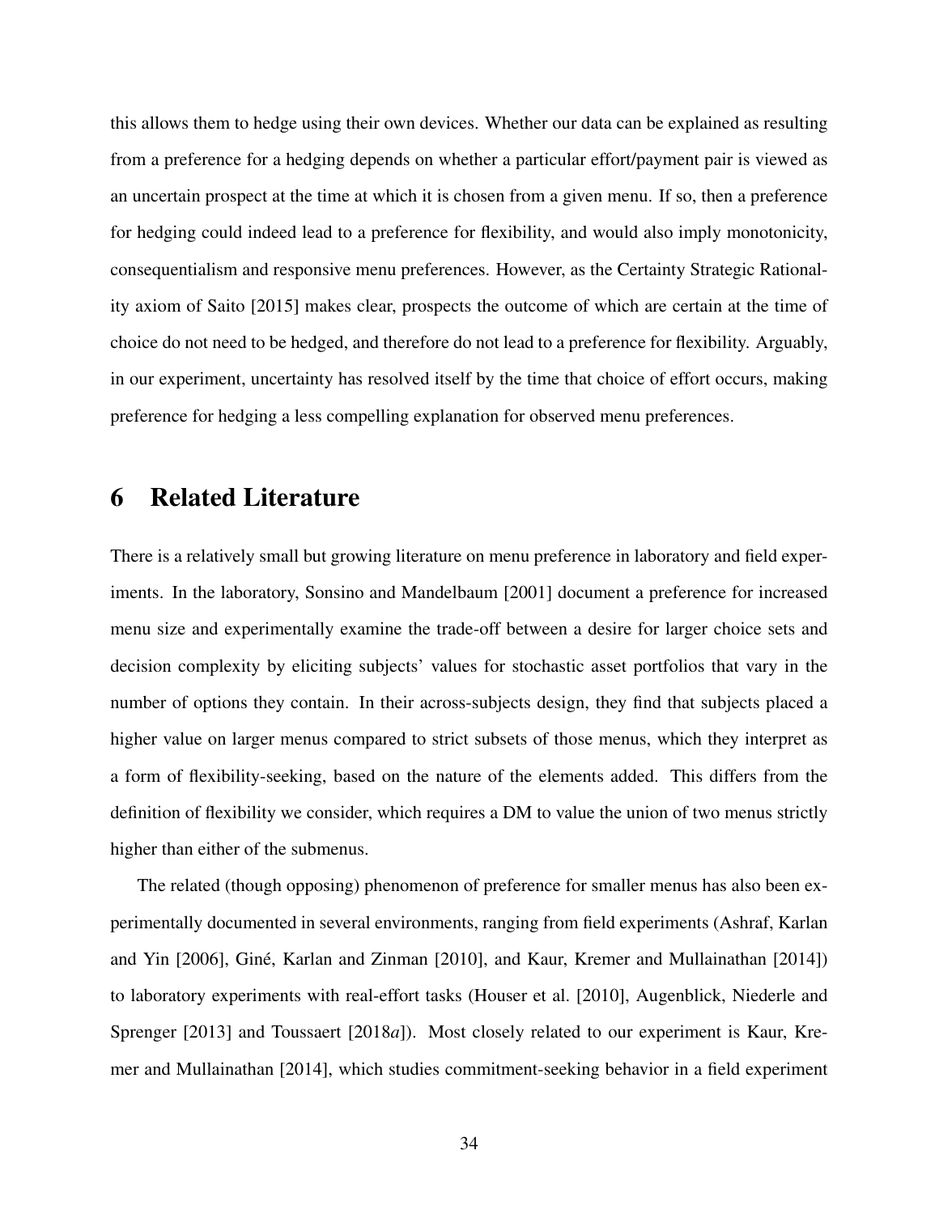this allows them to hedge using their own devices. Whether our data can be explained as resulting from a preference for a hedging depends on whether a particular effort/payment pair is viewed as an uncertain prospect at the time at which it is chosen from a given menu. If so, then a preference for hedging could indeed lead to a preference for flexibility, and would also imply monotonicity, consequentialism and responsive menu preferences. However, as the Certainty Strategic Rationality axiom of Saito [2015] makes clear, prospects the outcome of which are certain at the time of choice do not need to be hedged, and therefore do not lead to a preference for flexibility. Arguably, in our experiment, uncertainty has resolved itself by the time that choice of effort occurs, making preference for hedging a less compelling explanation for observed menu preferences.

# 6 Related Literature

There is a relatively small but growing literature on menu preference in laboratory and field experiments. In the laboratory, Sonsino and Mandelbaum [2001] document a preference for increased menu size and experimentally examine the trade-off between a desire for larger choice sets and decision complexity by eliciting subjects' values for stochastic asset portfolios that vary in the number of options they contain. In their across-subjects design, they find that subjects placed a higher value on larger menus compared to strict subsets of those menus, which they interpret as a form of flexibility-seeking, based on the nature of the elements added. This differs from the definition of flexibility we consider, which requires a DM to value the union of two menus strictly higher than either of the submenus.

The related (though opposing) phenomenon of preference for smaller menus has also been experimentally documented in several environments, ranging from field experiments (Ashraf, Karlan and Yin [2006], Giné, Karlan and Zinman [2010], and Kaur, Kremer and Mullainathan [2014]) to laboratory experiments with real-effort tasks (Houser et al. [2010], Augenblick, Niederle and Sprenger [2013] and Toussaert [2018*a*]). Most closely related to our experiment is Kaur, Kremer and Mullainathan [2014], which studies commitment-seeking behavior in a field experiment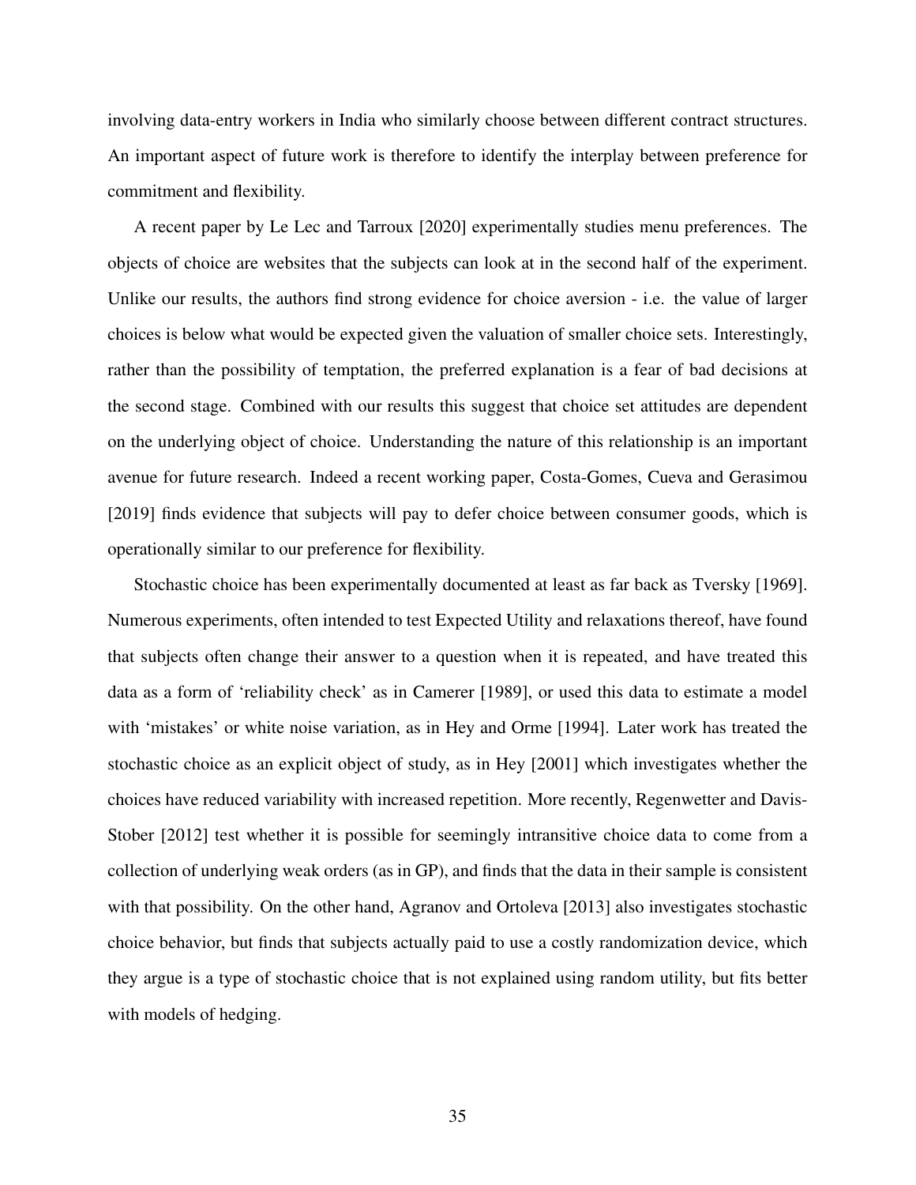involving data-entry workers in India who similarly choose between different contract structures. An important aspect of future work is therefore to identify the interplay between preference for commitment and flexibility.

A recent paper by Le Lec and Tarroux [2020] experimentally studies menu preferences. The objects of choice are websites that the subjects can look at in the second half of the experiment. Unlike our results, the authors find strong evidence for choice aversion - i.e. the value of larger choices is below what would be expected given the valuation of smaller choice sets. Interestingly, rather than the possibility of temptation, the preferred explanation is a fear of bad decisions at the second stage. Combined with our results this suggest that choice set attitudes are dependent on the underlying object of choice. Understanding the nature of this relationship is an important avenue for future research. Indeed a recent working paper, Costa-Gomes, Cueva and Gerasimou [2019] finds evidence that subjects will pay to defer choice between consumer goods, which is operationally similar to our preference for flexibility.

Stochastic choice has been experimentally documented at least as far back as Tversky [1969]. Numerous experiments, often intended to test Expected Utility and relaxations thereof, have found that subjects often change their answer to a question when it is repeated, and have treated this data as a form of 'reliability check' as in Camerer [1989], or used this data to estimate a model with 'mistakes' or white noise variation, as in Hey and Orme [1994]. Later work has treated the stochastic choice as an explicit object of study, as in Hey [2001] which investigates whether the choices have reduced variability with increased repetition. More recently, Regenwetter and Davis-Stober [2012] test whether it is possible for seemingly intransitive choice data to come from a collection of underlying weak orders (as in GP), and finds that the data in their sample is consistent with that possibility. On the other hand, Agranov and Ortoleva [2013] also investigates stochastic choice behavior, but finds that subjects actually paid to use a costly randomization device, which they argue is a type of stochastic choice that is not explained using random utility, but fits better with models of hedging.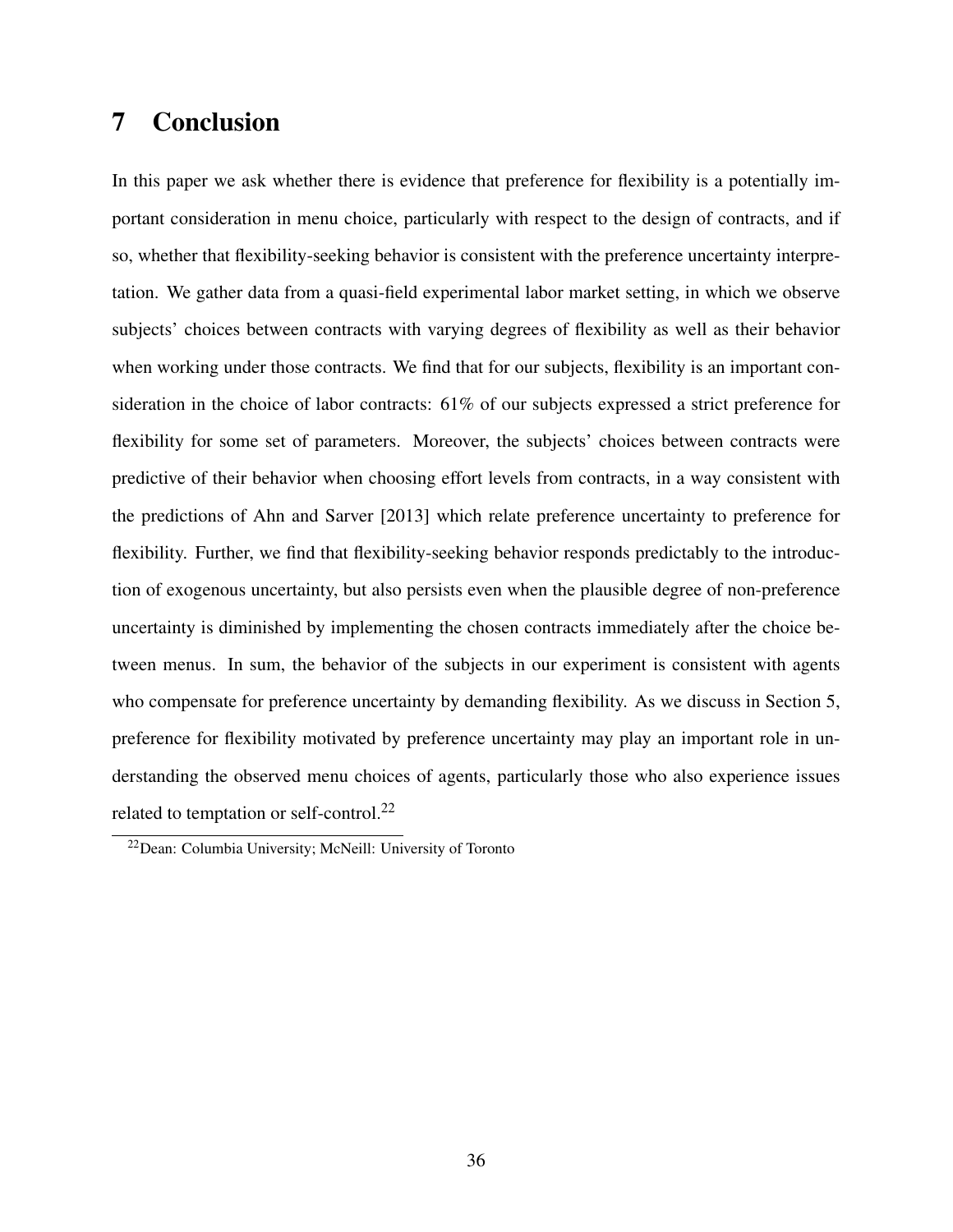# 7 Conclusion

In this paper we ask whether there is evidence that preference for flexibility is a potentially important consideration in menu choice, particularly with respect to the design of contracts, and if so, whether that flexibility-seeking behavior is consistent with the preference uncertainty interpretation. We gather data from a quasi-field experimental labor market setting, in which we observe subjects' choices between contracts with varying degrees of flexibility as well as their behavior when working under those contracts. We find that for our subjects, flexibility is an important consideration in the choice of labor contracts: 61% of our subjects expressed a strict preference for flexibility for some set of parameters. Moreover, the subjects' choices between contracts were predictive of their behavior when choosing effort levels from contracts, in a way consistent with the predictions of Ahn and Sarver [2013] which relate preference uncertainty to preference for flexibility. Further, we find that flexibility-seeking behavior responds predictably to the introduction of exogenous uncertainty, but also persists even when the plausible degree of non-preference uncertainty is diminished by implementing the chosen contracts immediately after the choice between menus. In sum, the behavior of the subjects in our experiment is consistent with agents who compensate for preference uncertainty by demanding flexibility. As we discuss in Section 5, preference for flexibility motivated by preference uncertainty may play an important role in understanding the observed menu choices of agents, particularly those who also experience issues related to temptation or self-control.[22]

[22] Dean: Columbia University; McNeill: University of Toronto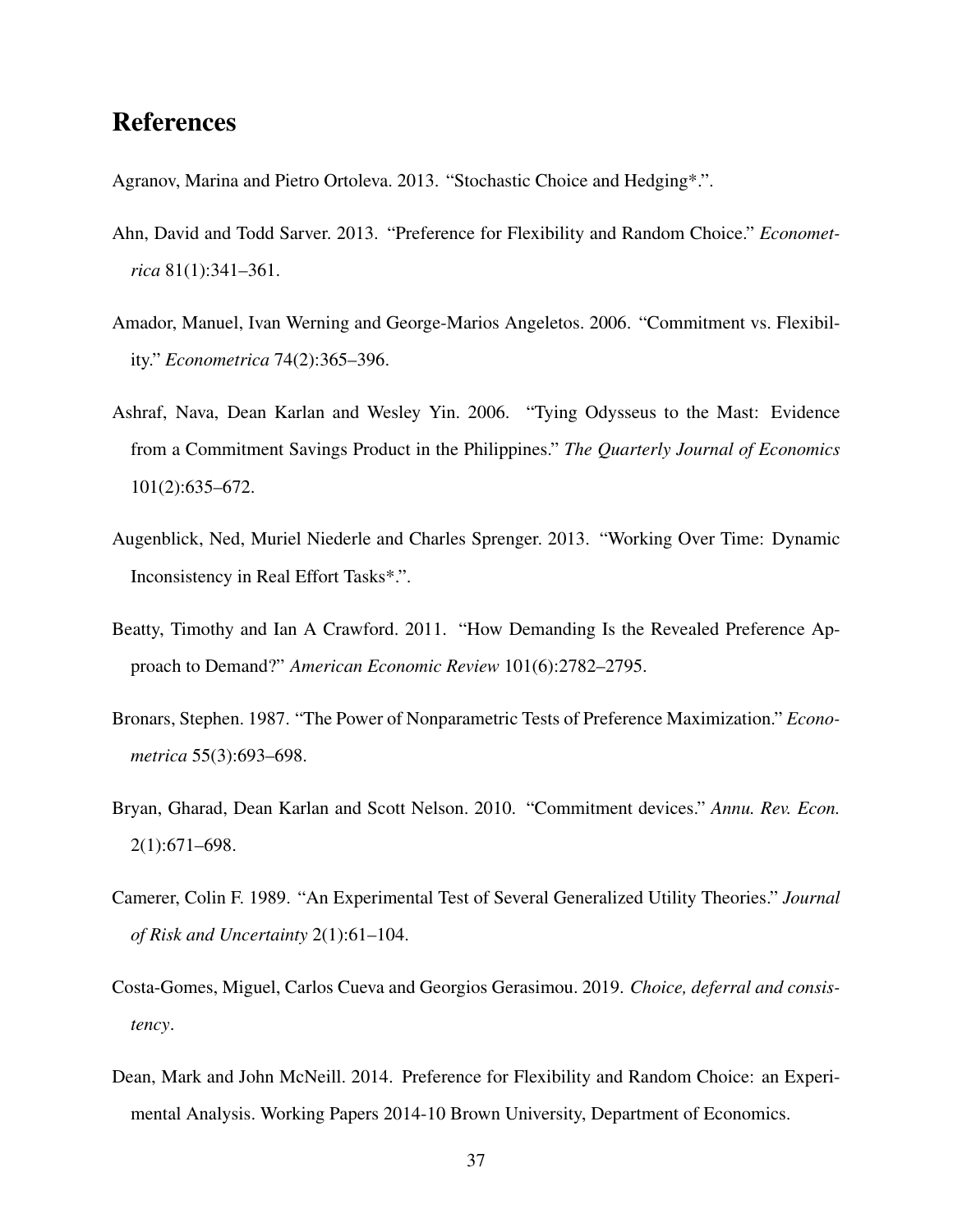# References

Agranov, Marina and Pietro Ortoleva. 2013. "Stochastic Choice and Hedging*.".

Ahn, David and Todd Sarver. 2013. "Preference for Flexibility and Random Choice." *Econometrica* 81(1):341–361.

Amador, Manuel, Ivan Werning and George-Marios Angeletos. 2006. "Commitment vs. Flexibility." *Econometrica* 74(2):365–396.

Ashraf, Nava, Dean Karlan and Wesley Yin. 2006. "Tying Odysseus to the Mast: Evidence from a Commitment Savings Product in the Philippines." *The Quarterly Journal of Economics* 101(2):635–672.

Augenblick, Ned, Muriel Niederle and Charles Sprenger. 2013. "Working Over Time: Dynamic Inconsistency in Real Effort Tasks*.".

Beatty, Timothy and Ian A Crawford. 2011. "How Demanding Is the Revealed Preference Approach to Demand?" *American Economic Review* 101(6):2782–2795.

Bronars, Stephen. 1987. "The Power of Nonparametric Tests of Preference Maximization." *Econometrica* 55(3):693–698.

Bryan, Gharad, Dean Karlan and Scott Nelson. 2010. "Commitment devices." *Annu. Rev. Econ.* 2(1):671–698.

Camerer, Colin F. 1989. "An Experimental Test of Several Generalized Utility Theories." *Journal of Risk and Uncertainty* 2(1):61–104.

Costa-Gomes, Miguel, Carlos Cueva and Georgios Gerasimou. 2019. *Choice, deferral and consistency*.

Dean, Mark and John McNeill. 2014. Preference for Flexibility and Random Choice: an Experimental Analysis. Working Papers 2014-10 Brown University, Department of Economics.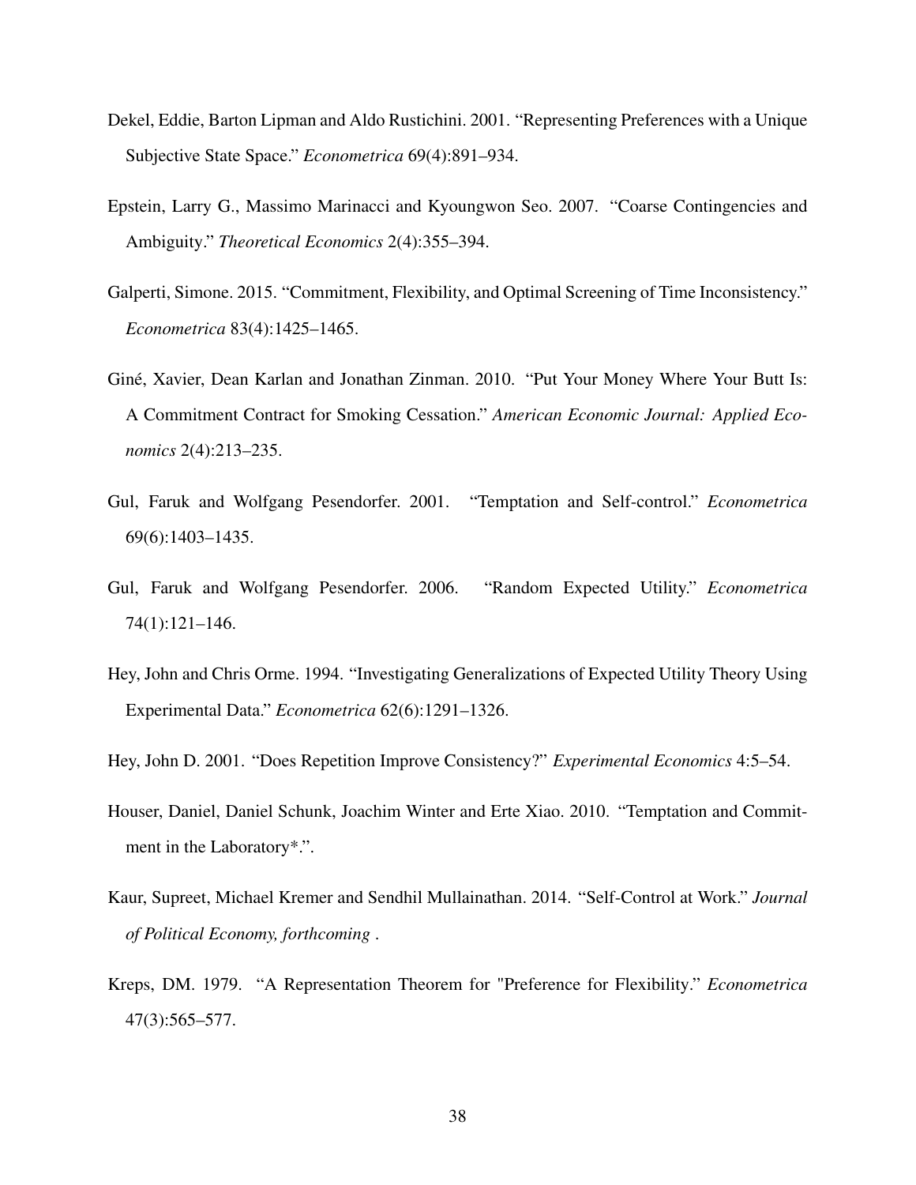Dekel, Eddie, Barton Lipman and Aldo Rustichini. 2001. "Representing Preferences with a Unique Subjective State Space." *Econometrica* 69(4):891–934.

Epstein, Larry G., Massimo Marinacci and Kyoungwon Seo. 2007. "Coarse Contingencies and Ambiguity." *Theoretical Economics* 2(4):355–394.

Galperti, Simone. 2015. "Commitment, Flexibility, and Optimal Screening of Time Inconsistency." *Econometrica* 83(4):1425–1465.

Giné, Xavier, Dean Karlan and Jonathan Zinman. 2010. "Put Your Money Where Your Butt Is: A Commitment Contract for Smoking Cessation." *American Economic Journal: Applied Economics* 2(4):213–235.

Gul, Faruk and Wolfgang Pesendorfer. 2001. "Temptation and Self-control." *Econometrica* 69(6):1403–1435.

Gul, Faruk and Wolfgang Pesendorfer. 2006. "Random Expected Utility." *Econometrica* 74(1):121–146.

Hey, John and Chris Orme. 1994. "Investigating Generalizations of Expected Utility Theory Using Experimental Data." *Econometrica* 62(6):1291–1326.

Hey, John D. 2001. "Does Repetition Improve Consistency?" *Experimental Economics* 4:5–54.

Houser, Daniel, Daniel Schunk, Joachim Winter and Erte Xiao. 2010. "Temptation and Commitment in the Laboratory*.".

Kaur, Supreet, Michael Kremer and Sendhil Mullainathan. 2014. "Self-Control at Work." *Journal of Political Economy, forthcoming* .

Kreps, DM. 1979. "A Representation Theorem for "Preference for Flexibility." *Econometrica* 47(3):565–577.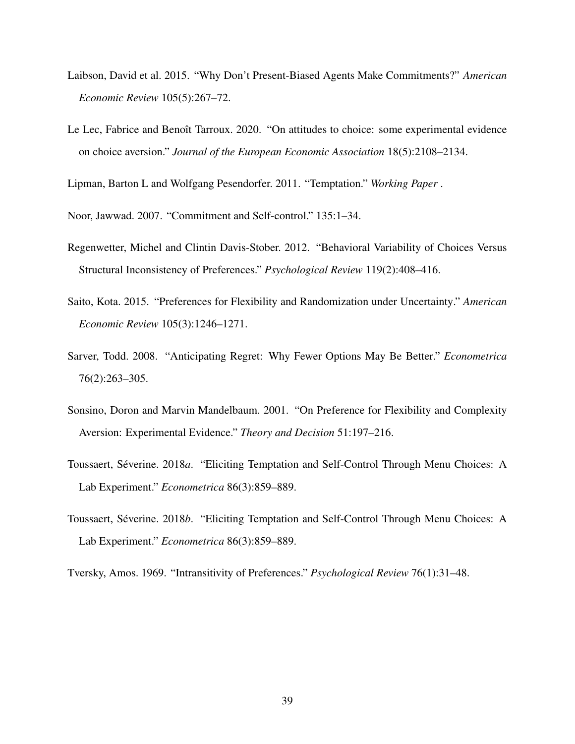Laibson, David et al. 2015. "Why Don't Present-Biased Agents Make Commitments?" *American Economic Review* 105(5):267–72.

Le Lec, Fabrice and Benoît Tarroux. 2020. "On attitudes to choice: some experimental evidence on choice aversion." *Journal of the European Economic Association* 18(5):2108–2134.

Lipman, Barton L and Wolfgang Pesendorfer. 2011. "Temptation." *Working Paper* .

Noor, Jawwad. 2007. "Commitment and Self-control." 135:1–34.

Regenwetter, Michel and Clintin Davis-Stober. 2012. "Behavioral Variability of Choices Versus Structural Inconsistency of Preferences." *Psychological Review* 119(2):408–416.

Saito, Kota. 2015. "Preferences for Flexibility and Randomization under Uncertainty." *American Economic Review* 105(3):1246–1271.

Sarver, Todd. 2008. "Anticipating Regret: Why Fewer Options May Be Better." *Econometrica* 76(2):263–305.

Sonsino, Doron and Marvin Mandelbaum. 2001. "On Preference for Flexibility and Complexity Aversion: Experimental Evidence." *Theory and Decision* 51:197–216.

Toussaert, Séverine. 2018*a*. "Eliciting Temptation and Self-Control Through Menu Choices: A Lab Experiment." *Econometrica* 86(3):859–889.

Toussaert, Séverine. 2018*b*. "Eliciting Temptation and Self-Control Through Menu Choices: A Lab Experiment." *Econometrica* 86(3):859–889.

Tversky, Amos. 1969. "Intransitivity of Preferences." *Psychological Review* 76(1):31–48.